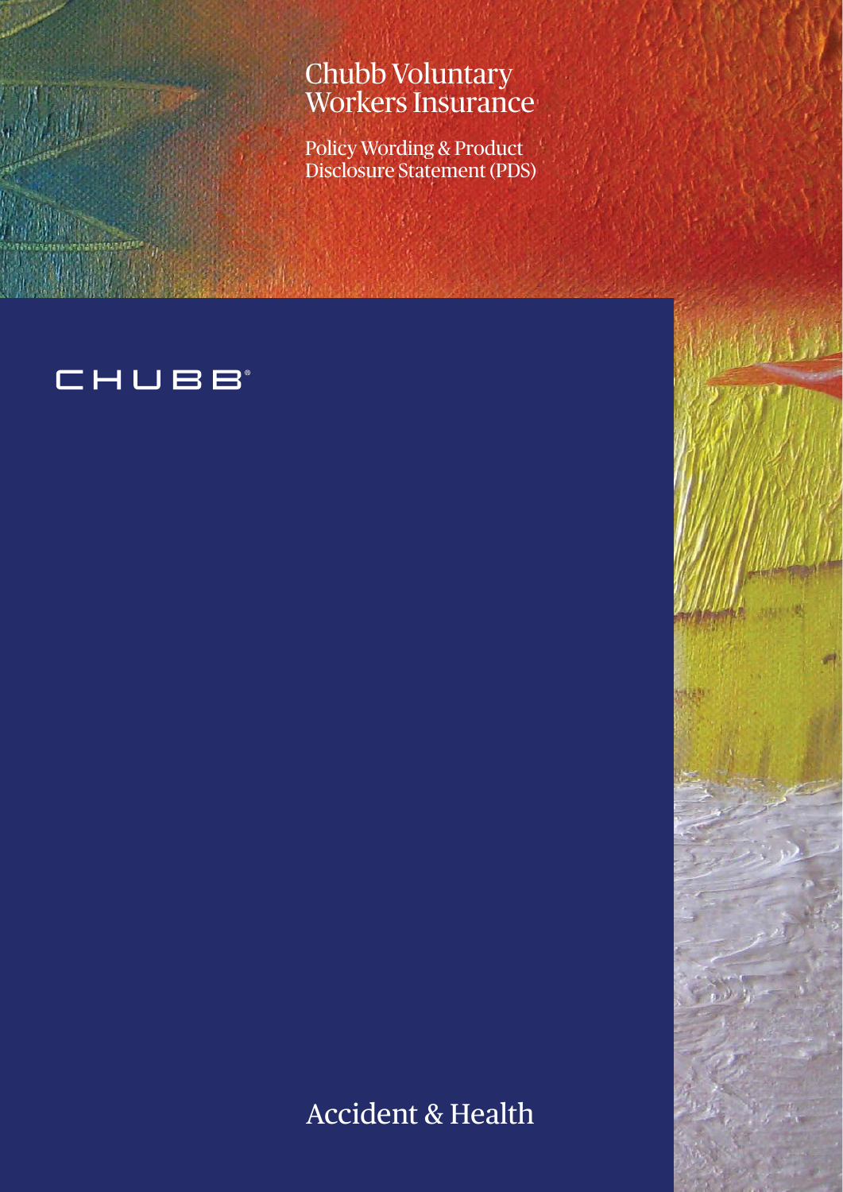# Chubb Voluntary Workers Insurance

Policy Wording & Product Disclosure Statement (PDS)

CHUBB®

Accident & Health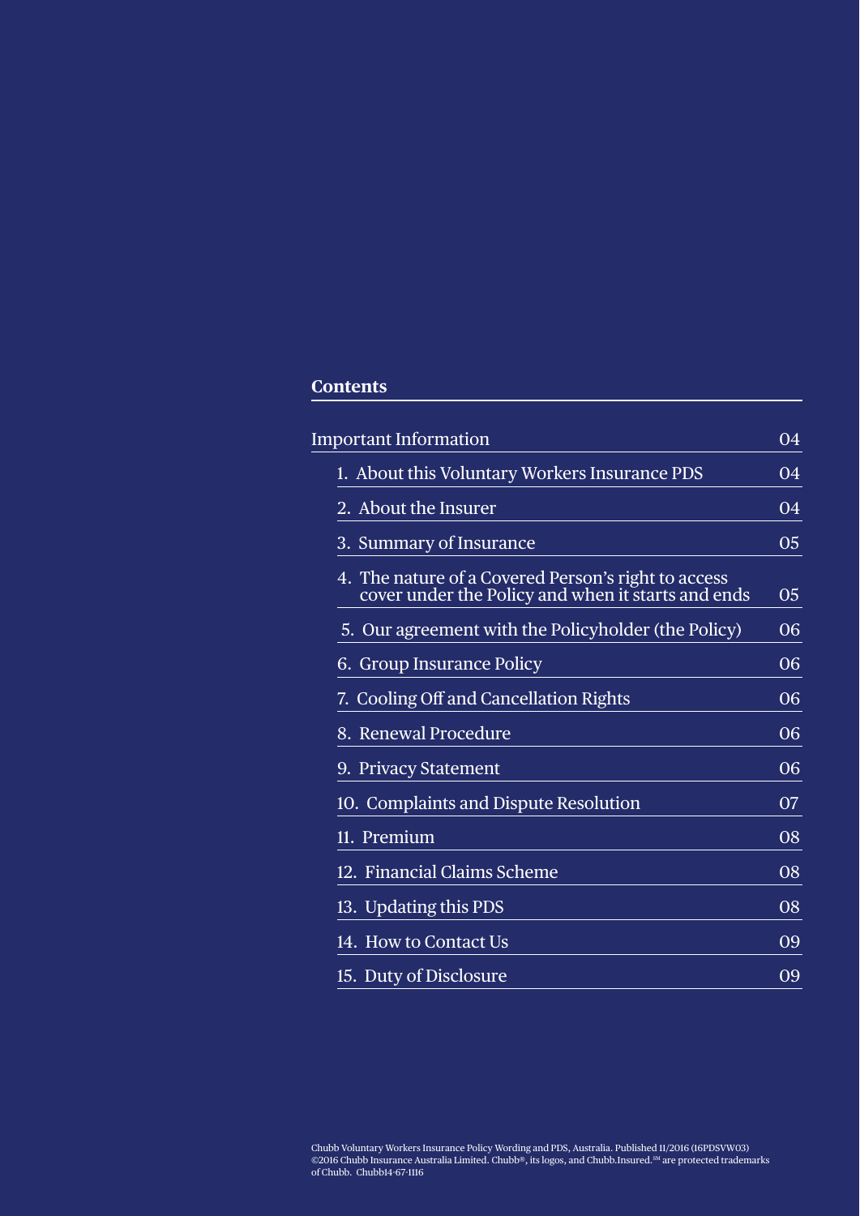## Contents

| | |
|---|---|
| Important Information | 04 |
| 1. About this Voluntary Workers Insurance PDS | 04 |
| 2. About the Insurer | 04 |
| 3. Summary of Insurance | 05 |
| 4. The nature of a Covered Person's right to access cover under the Policy and when it starts and ends | 05 |
| 5. Our agreement with the Policyholder (the Policy) | 06 |
| 6. Group Insurance Policy | 06 |
| 7. Cooling Off and Cancellation Rights | 06 |
| 8. Renewal Procedure | 06 |
| 9. Privacy Statement | 06 |
| 10. Complaints and Dispute Resolution | 07 |
| 11. Premium | 08 |
| 12. Financial Claims Scheme | 08 |
| 13. Updating this PDS | 08 |
| 14. How to Contact Us | 09 |
| 15. Duty of Disclosure | 09 |

Chubb Voluntary Workers Insurance Policy Wording and PDS, Australia. Published 11/2016 (16PDSVW03)
©2016 Chubb Insurance Australia Limited. Chubb®, its logos, and Chubb.Insured.℠ are protected trademarks of Chubb. Chubb14-67-1116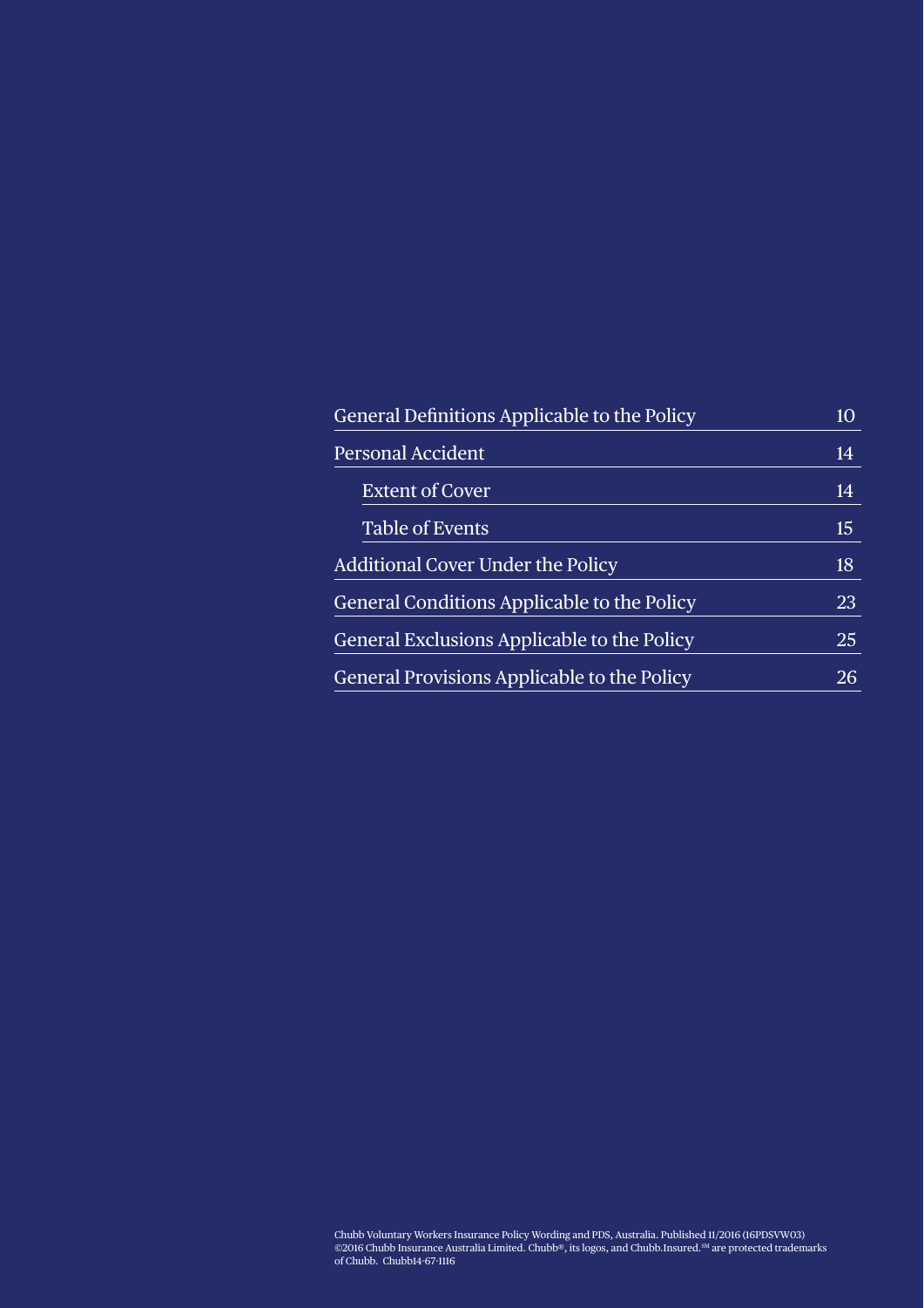| | |
|---|---|
| General Definitions Applicable to the Policy | 10 |
| Personal Accident | 14 |
| Extent of Cover | 14 |
| Table of Events | 15 |
| Additional Cover Under the Policy | 18 |
| General Conditions Applicable to the Policy | 23 |
| General Exclusions Applicable to the Policy | 25 |
| General Provisions Applicable to the Policy | 26 |

Chubb Voluntary Workers Insurance Policy Wording and PDS, Australia. Published 11/2016 (16PDSVW03)
©2016 Chubb Insurance Australia Limited. Chubb®, its logos, and Chubb.Insured.SM are protected trademarks of Chubb. Chubb14-67-1116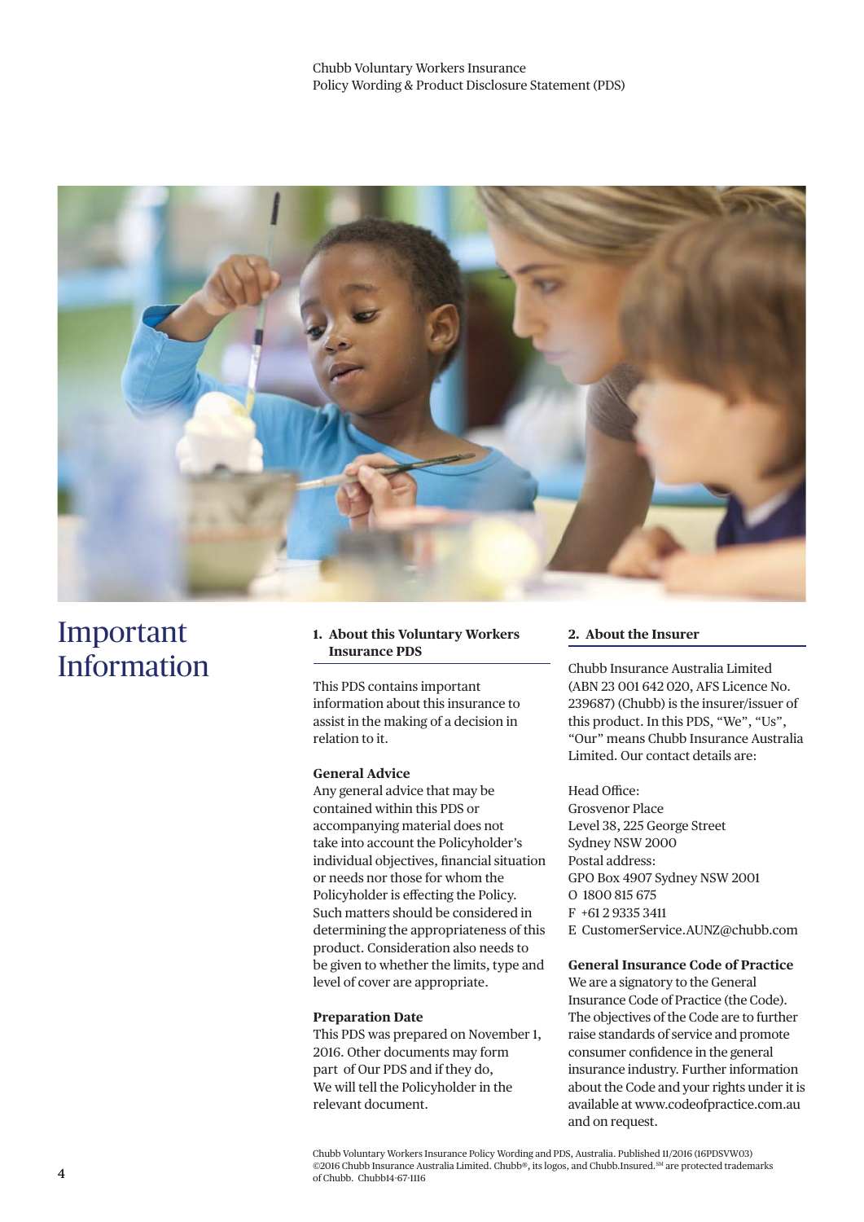# Important Information

## 1. About this Voluntary Workers Insurance PDS

This PDS contains important information about this insurance to assist in the making of a decision in relation to it.

**General Advice**
Any general advice that may be contained within this PDS or accompanying material does not take into account the Policyholder's individual objectives, financial situation or needs nor those for whom the Policyholder is effecting the Policy. Such matters should be considered in determining the appropriateness of this product. Consideration also needs to be given to whether the limits, type and level of cover are appropriate.

**Preparation Date**
This PDS was prepared on November 1, 2016. Other documents may form part of Our PDS and if they do, We will tell the Policyholder in the relevant document.

## 2. About the Insurer

Chubb Insurance Australia Limited (ABN 23 001 642 020, AFS Licence No. 239687) (Chubb) is the insurer/issuer of this product. In this PDS, "We", "Us", "Our" means Chubb Insurance Australia Limited. Our contact details are:

Head Office:
Grosvenor Place
Level 38, 225 George Street
Sydney NSW 2000
Postal address:
GPO Box 4907 Sydney NSW 2001
O 1800 815 675
F +61 2 9335 3411
E CustomerService.AUNZ@chubb.com

**General Insurance Code of Practice**
We are a signatory to the General Insurance Code of Practice (the Code). The objectives of the Code are to further raise standards of service and promote consumer confidence in the general insurance industry. Further information about the Code and your rights under it is available at www.codeofpractice.com.au and on request.

Chubb Voluntary Workers Insurance Policy Wording and PDS, Australia. Published 11/2016 (16PDSVW03)
©2016 Chubb Insurance Australia Limited. Chubb®, its logos, and Chubb.Insured.SM are protected trademarks of Chubb. Chubb14-67-1116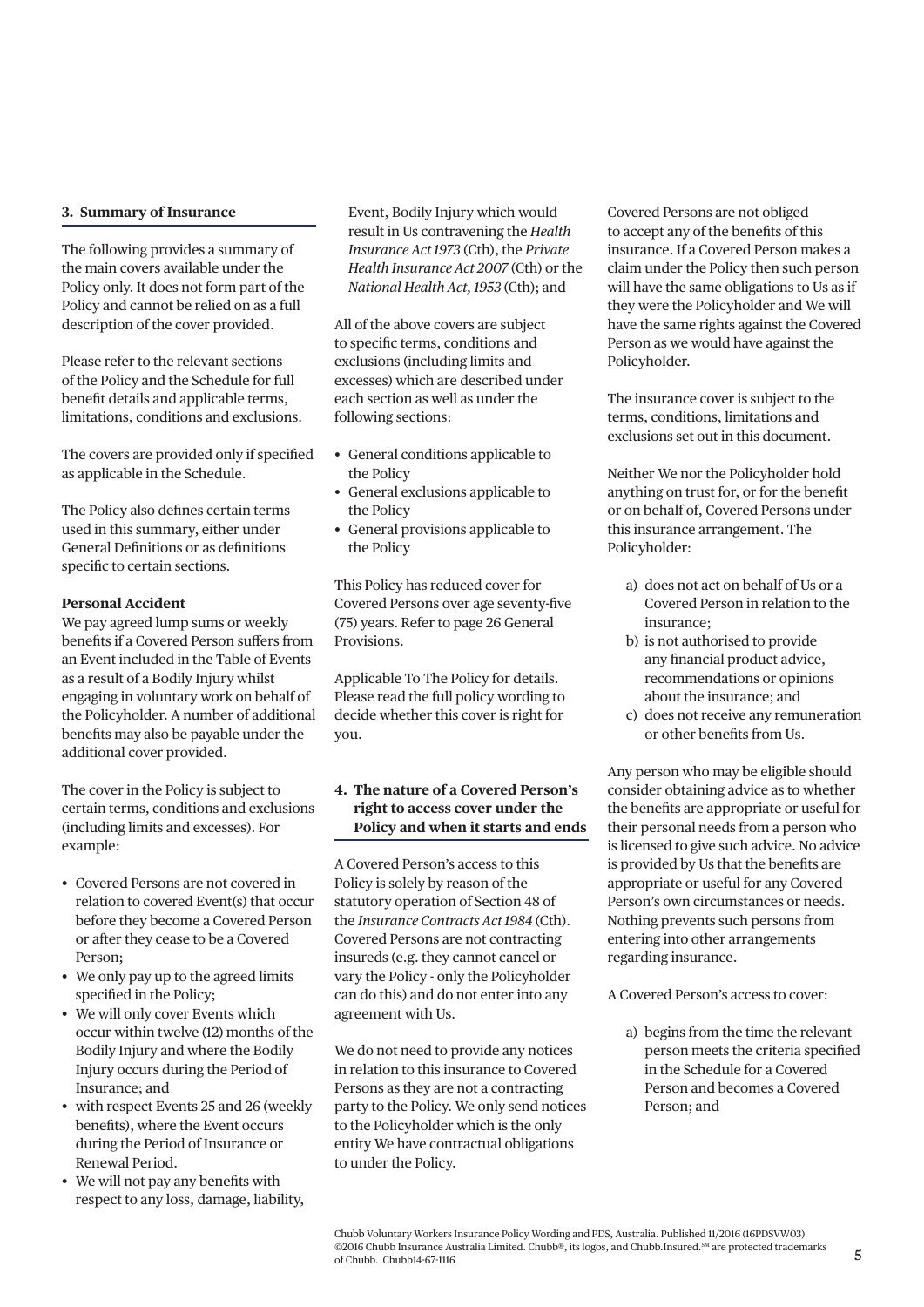## 3. Summary of Insurance

The following provides a summary of the main covers available under the Policy only. It does not form part of the Policy and cannot be relied on as a full description of the cover provided.

Please refer to the relevant sections of the Policy and the Schedule for full benefit details and applicable terms, limitations, conditions and exclusions.

The covers are provided only if specified as applicable in the Schedule.

The Policy also defines certain terms used in this summary, either under General Definitions or as definitions specific to certain sections.

**Personal Accident**

We pay agreed lump sums or weekly benefits if a Covered Person suffers from an Event included in the Table of Events as a result of a Bodily Injury whilst engaging in voluntary work on behalf of the Policyholder. A number of additional benefits may also be payable under the additional cover provided.

The cover in the Policy is subject to certain terms, conditions and exclusions (including limits and excesses). For example:

- Covered Persons are not covered in relation to covered Event(s) that occur before they become a Covered Person or after they cease to be a Covered Person;
- We only pay up to the agreed limits specified in the Policy;
- We will only cover Events which occur within twelve (12) months of the Bodily Injury and where the Bodily Injury occurs during the Period of Insurance; and
- with respect Events 25 and 26 (weekly benefits), where the Event occurs during the Period of Insurance or Renewal Period.
- We will not pay any benefits with respect to any loss, damage, liability, Event, Bodily Injury which would result in Us contravening the *Health Insurance Act 1973* (Cth), the *Private Health Insurance Act 2007* (Cth) or the *National Health Act, 1953* (Cth); and

All of the above covers are subject to specific terms, conditions and exclusions (including limits and excesses) which are described under each section as well as under the following sections:

- General conditions applicable to the Policy
- General exclusions applicable to the Policy
- General provisions applicable to the Policy

This Policy has reduced cover for Covered Persons over age seventy-five (75) years. Refer to page 26 General Provisions.

Applicable To The Policy for details. Please read the full policy wording to decide whether this cover is right for you.

## 4. The nature of a Covered Person's right to access cover under the Policy and when it starts and ends

A Covered Person's access to this Policy is solely by reason of the statutory operation of Section 48 of the *Insurance Contracts Act 1984* (Cth). Covered Persons are not contracting insureds (e.g. they cannot cancel or vary the Policy - only the Policyholder can do this) and do not enter into any agreement with Us.

We do not need to provide any notices in relation to this insurance to Covered Persons as they are not a contracting party to the Policy. We only send notices to the Policyholder which is the only entity We have contractual obligations to under the Policy.

Covered Persons are not obliged to accept any of the benefits of this insurance. If a Covered Person makes a claim under the Policy then such person will have the same obligations to Us as if they were the Policyholder and We will have the same rights against the Covered Person as we would have against the Policyholder.

The insurance cover is subject to the terms, conditions, limitations and exclusions set out in this document.

Neither We nor the Policyholder hold anything on trust for, or for the benefit or on behalf of, Covered Persons under this insurance arrangement. The Policyholder:

a) does not act on behalf of Us or a Covered Person in relation to the insurance;
b) is not authorised to provide any financial product advice, recommendations or opinions about the insurance; and
c) does not receive any remuneration or other benefits from Us.

Any person who may be eligible should consider obtaining advice as to whether the benefits are appropriate or useful for their personal needs from a person who is licensed to give such advice. No advice is provided by Us that the benefits are appropriate or useful for any Covered Person's own circumstances or needs. Nothing prevents such persons from entering into other arrangements regarding insurance.

A Covered Person's access to cover:

a) begins from the time the relevant person meets the criteria specified in the Schedule for a Covered Person and becomes a Covered Person; and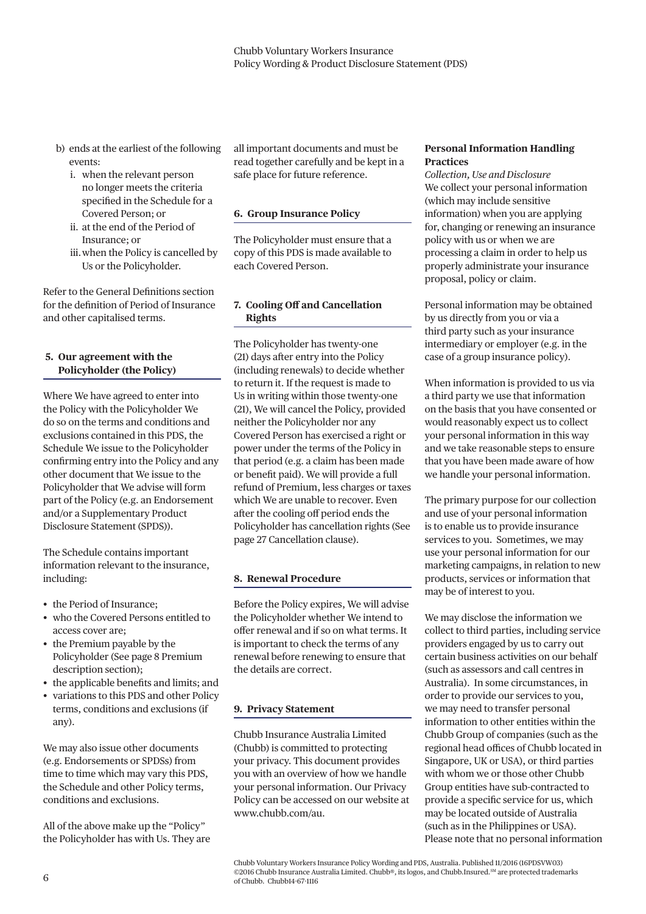b) ends at the earliest of the following events:
   i. when the relevant person no longer meets the criteria specified in the Schedule for a Covered Person; or
   ii. at the end of the Period of Insurance; or
   iii. when the Policy is cancelled by Us or the Policyholder.

Refer to the General Definitions section for the definition of Period of Insurance and other capitalised terms.

## 5. Our agreement with the Policyholder (the Policy)

Where We have agreed to enter into the Policy with the Policyholder We do so on the terms and conditions and exclusions contained in this PDS, the Schedule We issue to the Policyholder confirming entry into the Policy and any other document that We issue to the Policyholder that We advise will form part of the Policy (e.g. an Endorsement and/or a Supplementary Product Disclosure Statement (SPDS)).

The Schedule contains important information relevant to the insurance, including:

- the Period of Insurance;
- who the Covered Persons entitled to access cover are;
- the Premium payable by the Policyholder (See page 8 Premium description section);
- the applicable benefits and limits; and
- variations to this PDS and other Policy terms, conditions and exclusions (if any).

We may also issue other documents (e.g. Endorsements or SPDSs) from time to time which may vary this PDS, the Schedule and other Policy terms, conditions and exclusions.

All of the above make up the "Policy" the Policyholder has with Us. They are all important documents and must be read together carefully and be kept in a safe place for future reference.

## 6. Group Insurance Policy

The Policyholder must ensure that a copy of this PDS is made available to each Covered Person.

## 7. Cooling Off and Cancellation Rights

The Policyholder has twenty-one (21) days after entry into the Policy (including renewals) to decide whether to return it. If the request is made to Us in writing within those twenty-one (21), We will cancel the Policy, provided neither the Policyholder nor any Covered Person has exercised a right or power under the terms of the Policy in that period (e.g. a claim has been made or benefit paid). We will provide a full refund of Premium, less charges or taxes which We are unable to recover. Even after the cooling off period ends the Policyholder has cancellation rights (See page 27 Cancellation clause).

## 8. Renewal Procedure

Before the Policy expires, We will advise the Policyholder whether We intend to offer renewal and if so on what terms. It is important to check the terms of any renewal before renewing to ensure that the details are correct.

## 9. Privacy Statement

Chubb Insurance Australia Limited (Chubb) is committed to protecting your privacy. This document provides you with an overview of how we handle your personal information. Our Privacy Policy can be accessed on our website at www.chubb.com/au.

### Personal Information Handling Practices

*Collection, Use and Disclosure*

We collect your personal information (which may include sensitive information) when you are applying for, changing or renewing an insurance policy with us or when we are processing a claim in order to help us properly administrate your insurance proposal, policy or claim.

Personal information may be obtained by us directly from you or via a third party such as your insurance intermediary or employer (e.g. in the case of a group insurance policy).

When information is provided to us via a third party we use that information on the basis that you have consented or would reasonably expect us to collect your personal information in this way and we take reasonable steps to ensure that you have been made aware of how we handle your personal information.

The primary purpose for our collection and use of your personal information is to enable us to provide insurance services to you. Sometimes, we may use your personal information for our marketing campaigns, in relation to new products, services or information that may be of interest to you.

We may disclose the information we collect to third parties, including service providers engaged by us to carry out certain business activities on our behalf (such as assessors and call centres in Australia). In some circumstances, in order to provide our services to you, we may need to transfer personal information to other entities within the Chubb Group of companies (such as the regional head offices of Chubb located in Singapore, UK or USA), or third parties with whom we or those other Chubb Group entities have sub-contracted to provide a specific service for us, which may be located outside of Australia (such as in the Philippines or USA). Please note that no personal information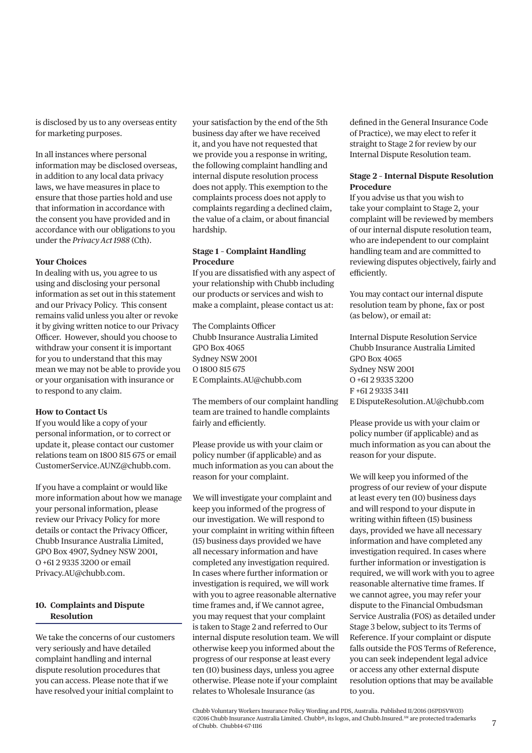is disclosed by us to any overseas entity for marketing purposes.

In all instances where personal information may be disclosed overseas, in addition to any local data privacy laws, we have measures in place to ensure that those parties hold and use that information in accordance with the consent you have provided and in accordance with our obligations to you under the *Privacy Act 1988* (Cth).

**Your Choices**

In dealing with us, you agree to us using and disclosing your personal information as set out in this statement and our Privacy Policy. This consent remains valid unless you alter or revoke it by giving written notice to our Privacy Officer. However, should you choose to withdraw your consent it is important for you to understand that this may mean we may not be able to provide you or your organisation with insurance or to respond to any claim.

**How to Contact Us**

If you would like a copy of your personal information, or to correct or update it, please contact our customer relations team on 1800 815 675 or email CustomerService.AUNZ@chubb.com.

If you have a complaint or would like more information about how we manage your personal information, please review our Privacy Policy for more details or contact the Privacy Officer, Chubb Insurance Australia Limited, GPO Box 4907, Sydney NSW 2001, O +61 2 9335 3200 or email Privacy.AU@chubb.com.

## 10. Complaints and Dispute Resolution

We take the concerns of our customers very seriously and have detailed complaint handling and internal dispute resolution procedures that you can access. Please note that if we have resolved your initial complaint to your satisfaction by the end of the 5th business day after we have received it, and you have not requested that we provide you a response in writing, the following complaint handling and internal dispute resolution process does not apply. This exemption to the complaints process does not apply to complaints regarding a declined claim, the value of a claim, or about financial hardship.

**Stage 1 – Complaint Handling Procedure**

If you are dissatisfied with any aspect of your relationship with Chubb including our products or services and wish to make a complaint, please contact us at:

The Complaints Officer
Chubb Insurance Australia Limited
GPO Box 4065
Sydney NSW 2001
O 1800 815 675
E Complaints.AU@chubb.com

The members of our complaint handling team are trained to handle complaints fairly and efficiently.

Please provide us with your claim or policy number (if applicable) and as much information as you can about the reason for your complaint.

We will investigate your complaint and keep you informed of the progress of our investigation. We will respond to your complaint in writing within fifteen (15) business days provided we have all necessary information and have completed any investigation required. In cases where further information or investigation is required, we will work with you to agree reasonable alternative time frames and, if We cannot agree, you may request that your complaint is taken to Stage 2 and referred to Our internal dispute resolution team. We will otherwise keep you informed about the progress of our response at least every ten (10) business days, unless you agree otherwise. Please note if your complaint relates to Wholesale Insurance (as defined in the General Insurance Code of Practice), we may elect to refer it straight to Stage 2 for review by our Internal Dispute Resolution team.

**Stage 2 – Internal Dispute Resolution Procedure**

If you advise us that you wish to take your complaint to Stage 2, your complaint will be reviewed by members of our internal dispute resolution team, who are independent to our complaint handling team and are committed to reviewing disputes objectively, fairly and efficiently.

You may contact our internal dispute resolution team by phone, fax or post (as below), or email at:

Internal Dispute Resolution Service
Chubb Insurance Australia Limited
GPO Box 4065
Sydney NSW 2001
O +61 2 9335 3200
F +61 2 9335 3411
E DisputeResolution.AU@chubb.com

Please provide us with your claim or policy number (if applicable) and as much information as you can about the reason for your dispute.

We will keep you informed of the progress of our review of your dispute at least every ten (10) business days and will respond to your dispute in writing within fifteen (15) business days, provided we have all necessary information and have completed any investigation required. In cases where further information or investigation is required, we will work with you to agree reasonable alternative time frames. If we cannot agree, you may refer your dispute to the Financial Ombudsman Service Australia (FOS) as detailed under Stage 3 below, subject to its Terms of Reference. If your complaint or dispute falls outside the FOS Terms of Reference, you can seek independent legal advice or access any other external dispute resolution options that may be available to you.

Chubb Voluntary Workers Insurance Policy Wording and PDS, Australia. Published 11/2016 (16PDSVW03)
©2016 Chubb Insurance Australia Limited. Chubb®, its logos, and Chubb.Insured.℠ are protected trademarks of Chubb. Chubb14-67-1116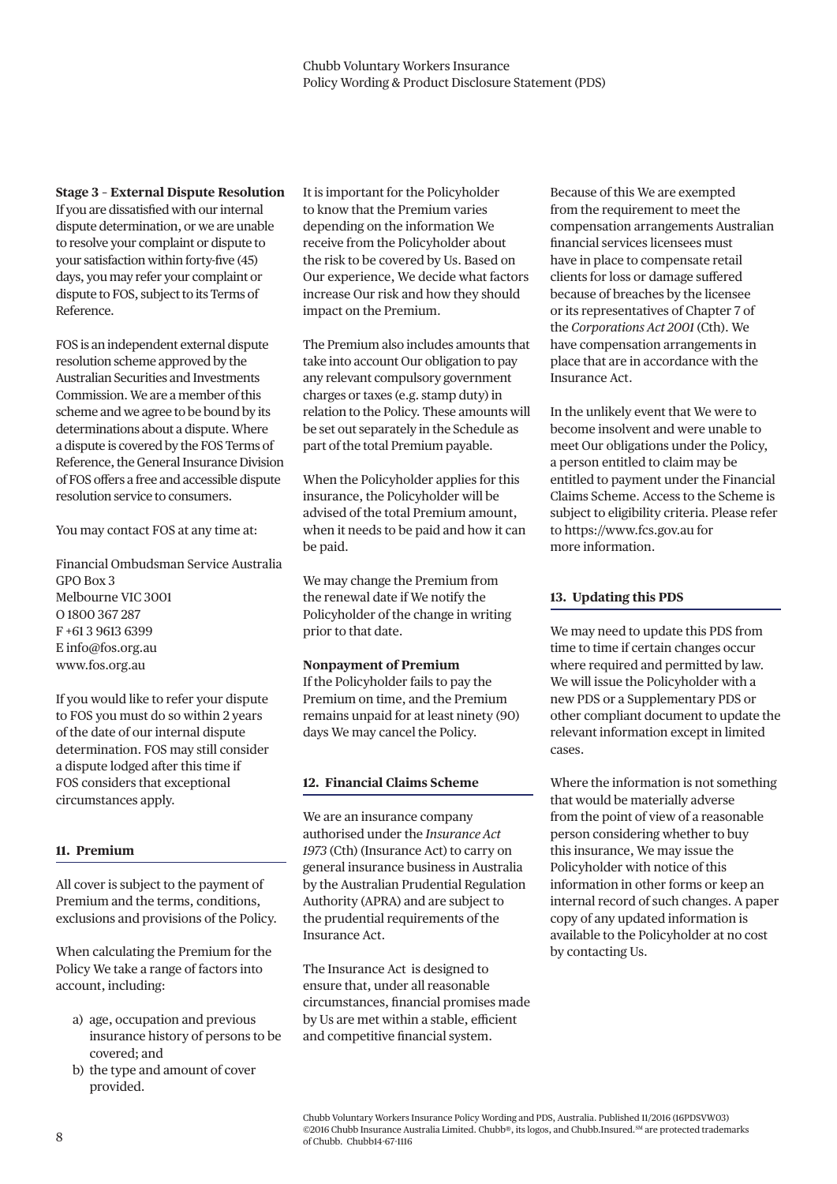**Stage 3 – External Dispute Resolution**
If you are dissatisfied with our internal dispute determination, or we are unable to resolve your complaint or dispute to your satisfaction within forty-five (45) days, you may refer your complaint or dispute to FOS, subject to its Terms of Reference.

FOS is an independent external dispute resolution scheme approved by the Australian Securities and Investments Commission. We are a member of this scheme and we agree to be bound by its determinations about a dispute. Where a dispute is covered by the FOS Terms of Reference, the General Insurance Division of FOS offers a free and accessible dispute resolution service to consumers.

You may contact FOS at any time at:

Financial Ombudsman Service Australia
GPO Box 3
Melbourne VIC 3001
O 1800 367 287
F +61 3 9613 6399
E info@fos.org.au
www.fos.org.au

If you would like to refer your dispute to FOS you must do so within 2 years of the date of our internal dispute determination. FOS may still consider a dispute lodged after this time if FOS considers that exceptional circumstances apply.

## 11. Premium

All cover is subject to the payment of Premium and the terms, conditions, exclusions and provisions of the Policy.

When calculating the Premium for the Policy We take a range of factors into account, including:

a) age, occupation and previous insurance history of persons to be covered; and
b) the type and amount of cover provided.

It is important for the Policyholder to know that the Premium varies depending on the information We receive from the Policyholder about the risk to be covered by Us. Based on Our experience, We decide what factors increase Our risk and how they should impact on the Premium.

The Premium also includes amounts that take into account Our obligation to pay any relevant compulsory government charges or taxes (e.g. stamp duty) in relation to the Policy. These amounts will be set out separately in the Schedule as part of the total Premium payable.

When the Policyholder applies for this insurance, the Policyholder will be advised of the total Premium amount, when it needs to be paid and how it can be paid.

We may change the Premium from the renewal date if We notify the Policyholder of the change in writing prior to that date.

**Nonpayment of Premium**
If the Policyholder fails to pay the Premium on time, and the Premium remains unpaid for at least ninety (90) days We may cancel the Policy.

## 12. Financial Claims Scheme

We are an insurance company authorised under the *Insurance Act 1973* (Cth) (Insurance Act) to carry on general insurance business in Australia by the Australian Prudential Regulation Authority (APRA) and are subject to the prudential requirements of the Insurance Act.

The Insurance Act is designed to ensure that, under all reasonable circumstances, financial promises made by Us are met within a stable, efficient and competitive financial system.

Because of this We are exempted from the requirement to meet the compensation arrangements Australian financial services licensees must have in place to compensate retail clients for loss or damage suffered because of breaches by the licensee or its representatives of Chapter 7 of the *Corporations Act 2001* (Cth). We have compensation arrangements in place that are in accordance with the Insurance Act.

In the unlikely event that We were to become insolvent and were unable to meet Our obligations under the Policy, a person entitled to claim may be entitled to payment under the Financial Claims Scheme. Access to the Scheme is subject to eligibility criteria. Please refer to https://www.fcs.gov.au for more information.

## 13. Updating this PDS

We may need to update this PDS from time to time if certain changes occur where required and permitted by law. We will issue the Policyholder with a new PDS or a Supplementary PDS or other compliant document to update the relevant information except in limited cases.

Where the information is not something that would be materially adverse from the point of view of a reasonable person considering whether to buy this insurance, We may issue the Policyholder with notice of this information in other forms or keep an internal record of such changes. A paper copy of any updated information is available to the Policyholder at no cost by contacting Us.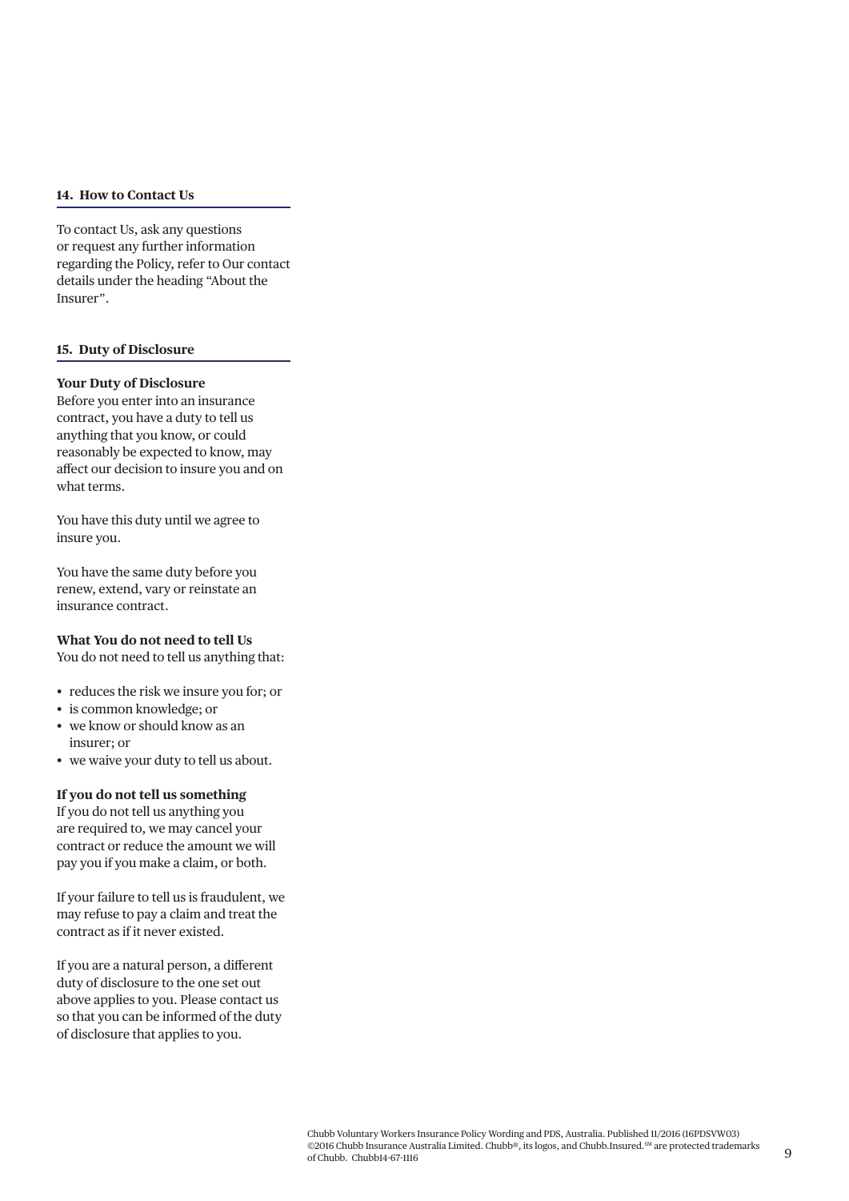## 14. How to Contact Us

To contact Us, ask any questions or request any further information regarding the Policy, refer to Our contact details under the heading "About the Insurer".

## 15. Duty of Disclosure

**Your Duty of Disclosure**

Before you enter into an insurance contract, you have a duty to tell us anything that you know, or could reasonably be expected to know, may affect our decision to insure you and on what terms.

You have this duty until we agree to insure you.

You have the same duty before you renew, extend, vary or reinstate an insurance contract.

**What You do not need to tell Us**

You do not need to tell us anything that:

- reduces the risk we insure you for; or
- is common knowledge; or
- we know or should know as an insurer; or
- we waive your duty to tell us about.

**If you do not tell us something**

If you do not tell us anything you are required to, we may cancel your contract or reduce the amount we will pay you if you make a claim, or both.

If your failure to tell us is fraudulent, we may refuse to pay a claim and treat the contract as if it never existed.

If you are a natural person, a different duty of disclosure to the one set out above applies to you. Please contact us so that you can be informed of the duty of disclosure that applies to you.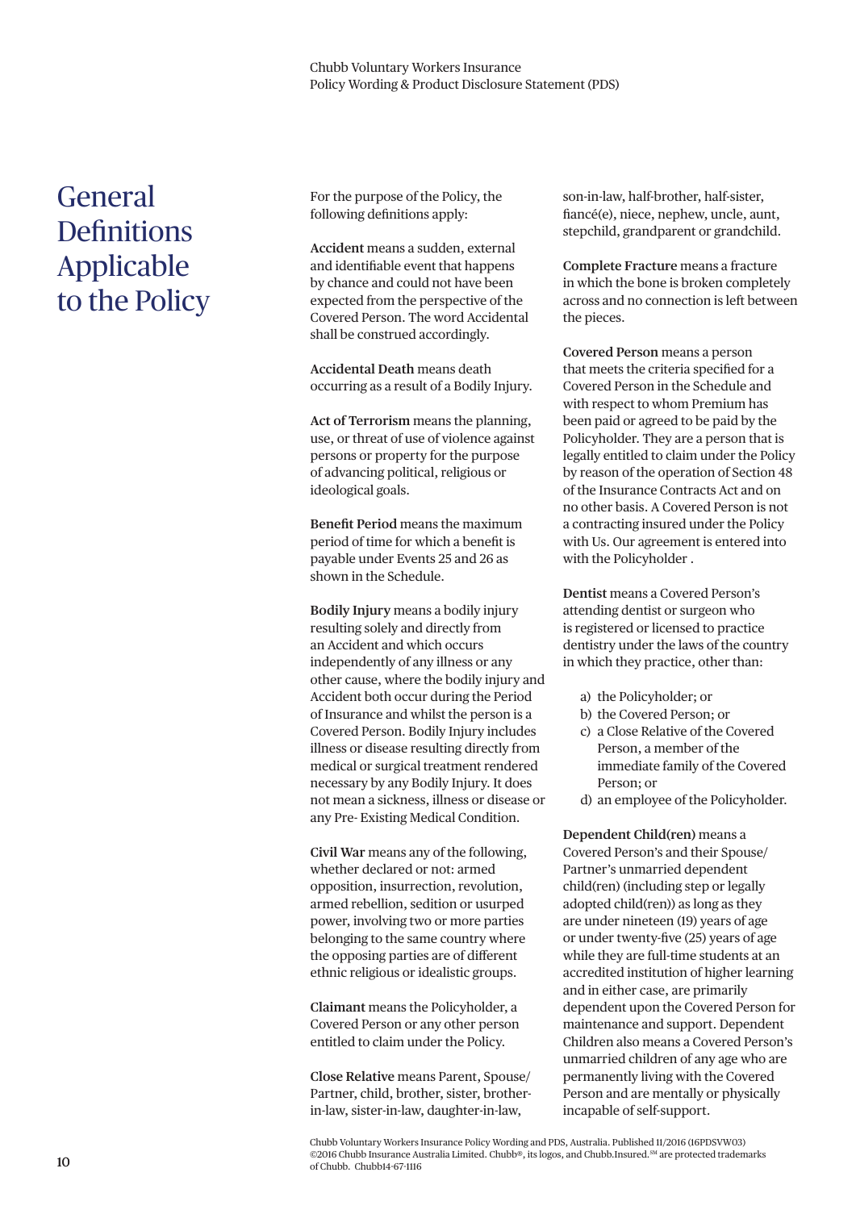# General Definitions Applicable to the Policy

For the purpose of the Policy, the following definitions apply:

**Accident** means a sudden, external and identifiable event that happens by chance and could not have been expected from the perspective of the Covered Person. The word Accidental shall be construed accordingly.

**Accidental Death** means death occurring as a result of a Bodily Injury.

**Act of Terrorism** means the planning, use, or threat of use of violence against persons or property for the purpose of advancing political, religious or ideological goals.

**Benefit Period** means the maximum period of time for which a benefit is payable under Events 25 and 26 as shown in the Schedule.

**Bodily Injury** means a bodily injury resulting solely and directly from an Accident and which occurs independently of any illness or any other cause, where the bodily injury and Accident both occur during the Period of Insurance and whilst the person is a Covered Person. Bodily Injury includes illness or disease resulting directly from medical or surgical treatment rendered necessary by any Bodily Injury. It does not mean a sickness, illness or disease or any Pre- Existing Medical Condition.

**Civil War** means any of the following, whether declared or not: armed opposition, insurrection, revolution, armed rebellion, sedition or usurped power, involving two or more parties belonging to the same country where the opposing parties are of different ethnic religious or idealistic groups.

**Claimant** means the Policyholder, a Covered Person or any other person entitled to claim under the Policy.

**Close Relative** means Parent, Spouse/Partner, child, brother, sister, brother-in-law, sister-in-law, daughter-in-law, son-in-law, half-brother, half-sister, fiancé(e), niece, nephew, uncle, aunt, stepchild, grandparent or grandchild.

**Complete Fracture** means a fracture in which the bone is broken completely across and no connection is left between the pieces.

**Covered Person** means a person that meets the criteria specified for a Covered Person in the Schedule and with respect to whom Premium has been paid or agreed to be paid by the Policyholder. They are a person that is legally entitled to claim under the Policy by reason of the operation of Section 48 of the Insurance Contracts Act and on no other basis. A Covered Person is not a contracting insured under the Policy with Us. Our agreement is entered into with the Policyholder .

**Dentist** means a Covered Person's attending dentist or surgeon who is registered or licensed to practice dentistry under the laws of the country in which they practice, other than:

a) the Policyholder; or
b) the Covered Person; or
c) a Close Relative of the Covered Person, a member of the immediate family of the Covered Person; or
d) an employee of the Policyholder.

**Dependent Child(ren)** means a Covered Person's and their Spouse/Partner's unmarried dependent child(ren) (including step or legally adopted child(ren)) as long as they are under nineteen (19) years of age or under twenty-five (25) years of age while they are full-time students at an accredited institution of higher learning and in either case, are primarily dependent upon the Covered Person for maintenance and support. Dependent Children also means a Covered Person's unmarried children of any age who are permanently living with the Covered Person and are mentally or physically incapable of self-support.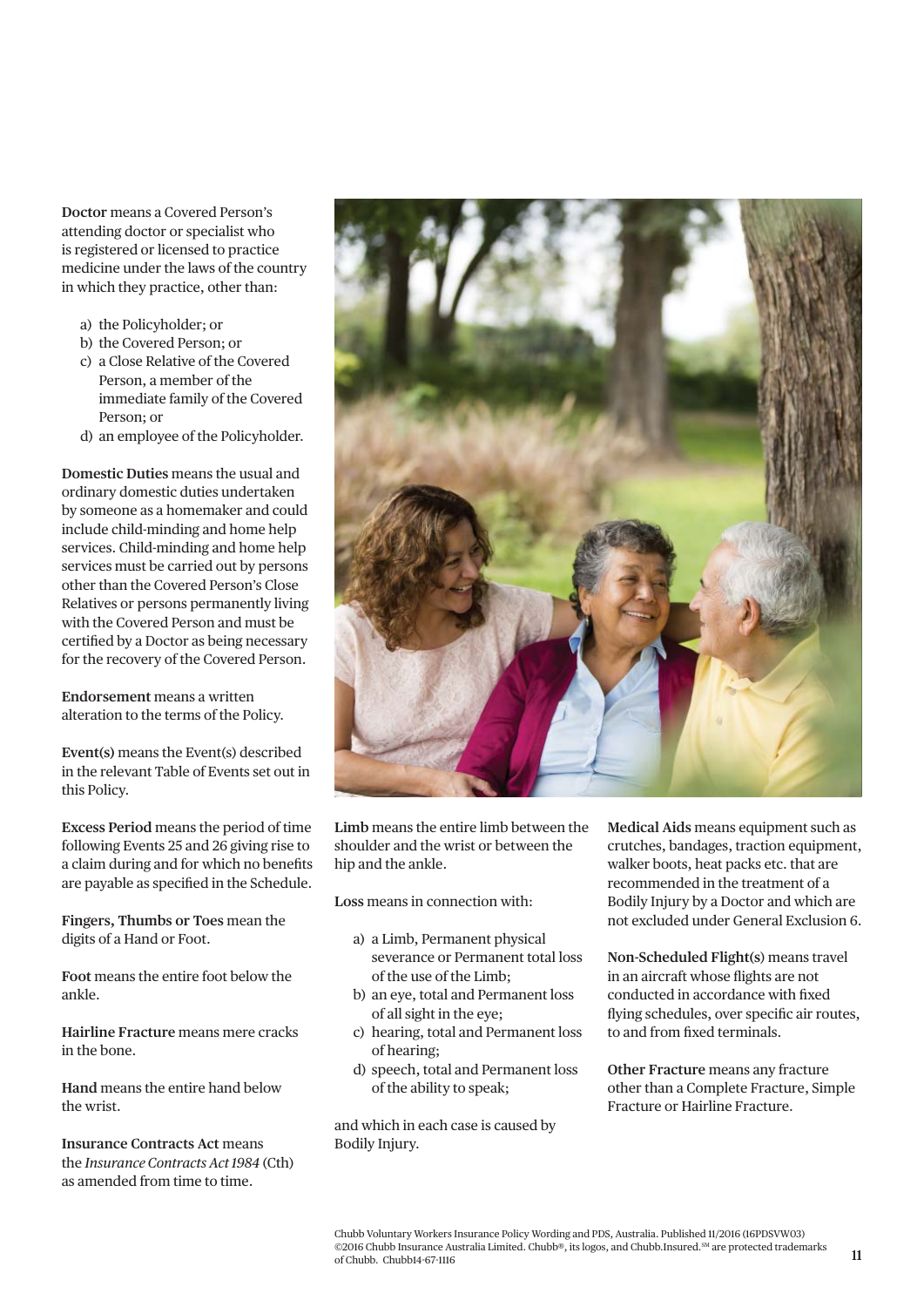**Doctor** means a Covered Person's attending doctor or specialist who is registered or licensed to practice medicine under the laws of the country in which they practice, other than:

a) the Policyholder; or
b) the Covered Person; or
c) a Close Relative of the Covered Person, a member of the immediate family of the Covered Person; or
d) an employee of the Policyholder.

**Domestic Duties** means the usual and ordinary domestic duties undertaken by someone as a homemaker and could include child-minding and home help services. Child-minding and home help services must be carried out by persons other than the Covered Person's Close Relatives or persons permanently living with the Covered Person and must be certified by a Doctor as being necessary for the recovery of the Covered Person.

**Endorsement** means a written alteration to the terms of the Policy.

**Event(s)** means the Event(s) described in the relevant Table of Events set out in this Policy.

**Excess Period** means the period of time following Events 25 and 26 giving rise to a claim during and for which no benefits are payable as specified in the Schedule.

**Fingers, Thumbs or Toes** mean the digits of a Hand or Foot.

**Foot** means the entire foot below the ankle.

**Hairline Fracture** means mere cracks in the bone.

**Hand** means the entire hand below the wrist.

**Insurance Contracts Act** means the *Insurance Contracts Act 1984* (Cth) as amended from time to time.

**Limb** means the entire limb between the shoulder and the wrist or between the hip and the ankle.

**Loss** means in connection with:

a) a Limb, Permanent physical severance or Permanent total loss of the use of the Limb;
b) an eye, total and Permanent loss of all sight in the eye;
c) hearing, total and Permanent loss of hearing;
d) speech, total and Permanent loss of the ability to speak;

and which in each case is caused by Bodily Injury.

**Medical Aids** means equipment such as crutches, bandages, traction equipment, walker boots, heat packs etc. that are recommended in the treatment of a Bodily Injury by a Doctor and which are not excluded under General Exclusion 6.

**Non-Scheduled Flight(s)** means travel in an aircraft whose flights are not conducted in accordance with fixed flying schedules, over specific air routes, to and from fixed terminals.

**Other Fracture** means any fracture other than a Complete Fracture, Simple Fracture or Hairline Fracture.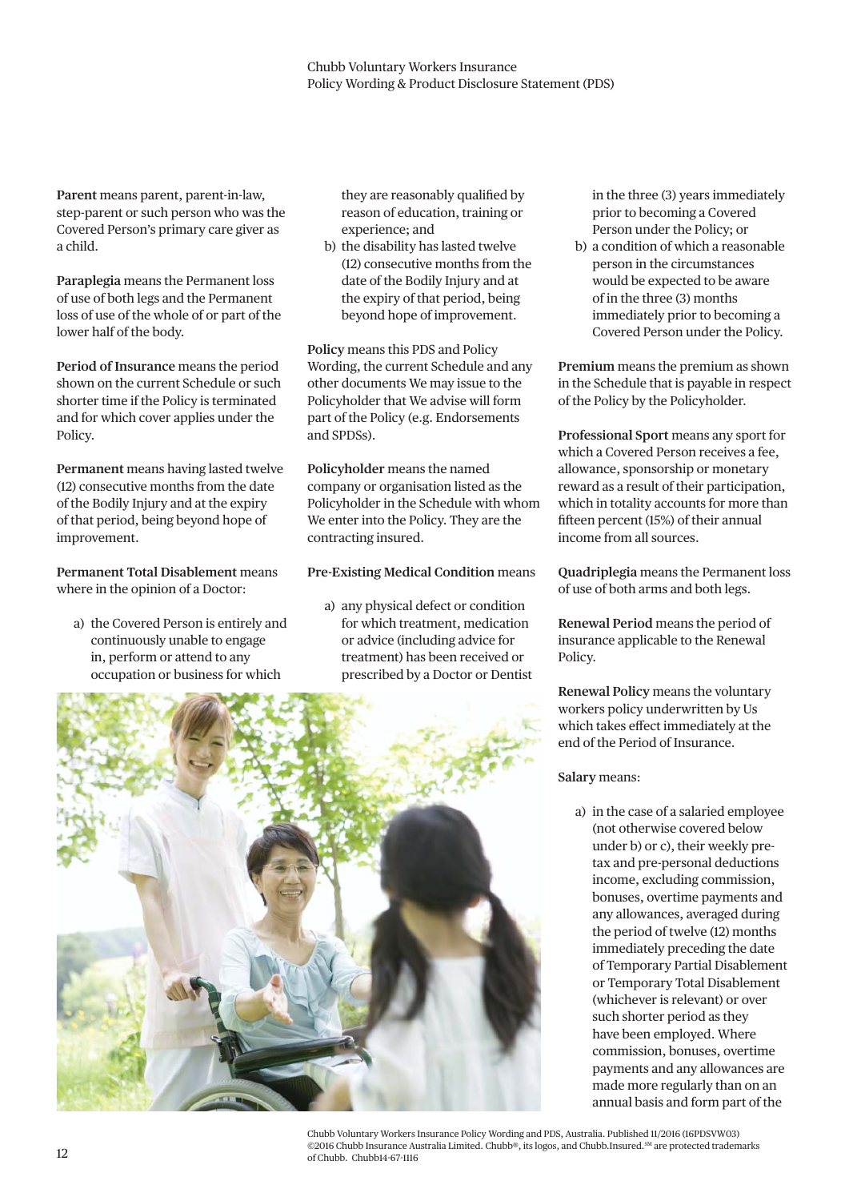**Parent** means parent, parent-in-law, step-parent or such person who was the Covered Person's primary care giver as a child.

**Paraplegia** means the Permanent loss of use of both legs and the Permanent loss of use of the whole of or part of the lower half of the body.

**Period of Insurance** means the period shown on the current Schedule or such shorter time if the Policy is terminated and for which cover applies under the Policy.

**Permanent** means having lasted twelve (12) consecutive months from the date of the Bodily Injury and at the expiry of that period, being beyond hope of improvement.

**Permanent Total Disablement** means where in the opinion of a Doctor:

a) the Covered Person is entirely and continuously unable to engage in, perform or attend to any occupation or business for which they are reasonably qualified by reason of education, training or experience; and
b) the disability has lasted twelve (12) consecutive months from the date of the Bodily Injury and at the expiry of that period, being beyond hope of improvement.

**Policy** means this PDS and Policy Wording, the current Schedule and any other documents We may issue to the Policyholder that We advise will form part of the Policy (e.g. Endorsements and SPDSs).

**Policyholder** means the named company or organisation listed as the Policyholder in the Schedule with whom We enter into the Policy. They are the contracting insured.

**Pre-Existing Medical Condition** means

a) any physical defect or condition for which treatment, medication or advice (including advice for treatment) has been received or prescribed by a Doctor or Dentist in the three (3) years immediately prior to becoming a Covered Person under the Policy; or
b) a condition of which a reasonable person in the circumstances would be expected to be aware of in the three (3) months immediately prior to becoming a Covered Person under the Policy.

**Premium** means the premium as shown in the Schedule that is payable in respect of the Policy by the Policyholder.

**Professional Sport** means any sport for which a Covered Person receives a fee, allowance, sponsorship or monetary reward as a result of their participation, which in totality accounts for more than fifteen percent (15%) of their annual income from all sources.

**Quadriplegia** means the Permanent loss of use of both arms and both legs.

**Renewal Period** means the period of insurance applicable to the Renewal Policy.

**Renewal Policy** means the voluntary workers policy underwritten by Us which takes effect immediately at the end of the Period of Insurance.

**Salary** means:

a) in the case of a salaried employee (not otherwise covered below under b) or c), their weekly pre-tax and pre-personal deductions income, excluding commission, bonuses, overtime payments and any allowances, averaged during the period of twelve (12) months immediately preceding the date of Temporary Partial Disablement or Temporary Total Disablement (whichever is relevant) or over such shorter period as they have been employed. Where commission, bonuses, overtime payments and any allowances are made more regularly than on an annual basis and form part of the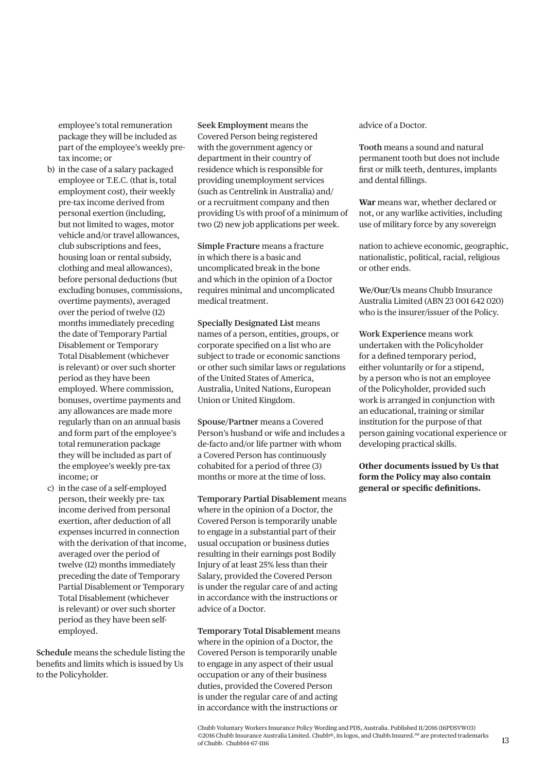employee's total remuneration package they will be included as part of the employee's weekly pre-tax income; or

b) in the case of a salary packaged employee or T.E.C. (that is, total employment cost), their weekly pre-tax income derived from personal exertion (including, but not limited to wages, motor vehicle and/or travel allowances, club subscriptions and fees, housing loan or rental subsidy, clothing and meal allowances), before personal deductions (but excluding bonuses, commissions, overtime payments), averaged over the period of twelve (12) months immediately preceding the date of Temporary Partial Disablement or Temporary Total Disablement (whichever is relevant) or over such shorter period as they have been employed. Where commission, bonuses, overtime payments and any allowances are made more regularly than on an annual basis and form part of the employee's total remuneration package they will be included as part of the employee's weekly pre-tax income; or

c) in the case of a self-employed person, their weekly pre- tax income derived from personal exertion, after deduction of all expenses incurred in connection with the derivation of that income, averaged over the period of twelve (12) months immediately preceding the date of Temporary Partial Disablement or Temporary Total Disablement (whichever is relevant) or over such shorter period as they have been self-employed.

**Schedule** means the schedule listing the benefits and limits which is issued by Us to the Policyholder.

**Seek Employment** means the Covered Person being registered with the government agency or department in their country of residence which is responsible for providing unemployment services (such as Centrelink in Australia) and/or a recruitment company and then providing Us with proof of a minimum of two (2) new job applications per week.

**Simple Fracture** means a fracture in which there is a basic and uncomplicated break in the bone and which in the opinion of a Doctor requires minimal and uncomplicated medical treatment.

**Specially Designated List** means names of a person, entities, groups, or corporate specified on a list who are subject to trade or economic sanctions or other such similar laws or regulations of the United States of America, Australia, United Nations, European Union or United Kingdom.

**Spouse/Partner** means a Covered Person's husband or wife and includes a de-facto and/or life partner with whom a Covered Person has continuously cohabited for a period of three (3) months or more at the time of loss.

**Temporary Partial Disablement** means where in the opinion of a Doctor, the Covered Person is temporarily unable to engage in a substantial part of their usual occupation or business duties resulting in their earnings post Bodily Injury of at least 25% less than their Salary, provided the Covered Person is under the regular care of and acting in accordance with the instructions or advice of a Doctor.

**Temporary Total Disablement** means where in the opinion of a Doctor, the Covered Person is temporarily unable to engage in any aspect of their usual occupation or any of their business duties, provided the Covered Person is under the regular care of and acting in accordance with the instructions or advice of a Doctor.

**Tooth** means a sound and natural permanent tooth but does not include first or milk teeth, dentures, implants and dental fillings.

**War** means war, whether declared or not, or any warlike activities, including use of military force by any sovereign nation to achieve economic, geographic, nationalistic, political, racial, religious or other ends.

**We/Our/Us** means Chubb Insurance Australia Limited (ABN 23 001 642 020) who is the insurer/issuer of the Policy.

**Work Experience** means work undertaken with the Policyholder for a defined temporary period, either voluntarily or for a stipend, by a person who is not an employee of the Policyholder, provided such work is arranged in conjunction with an educational, training or similar institution for the purpose of that person gaining vocational experience or developing practical skills.

**Other documents issued by Us that form the Policy may also contain general or specific definitions.**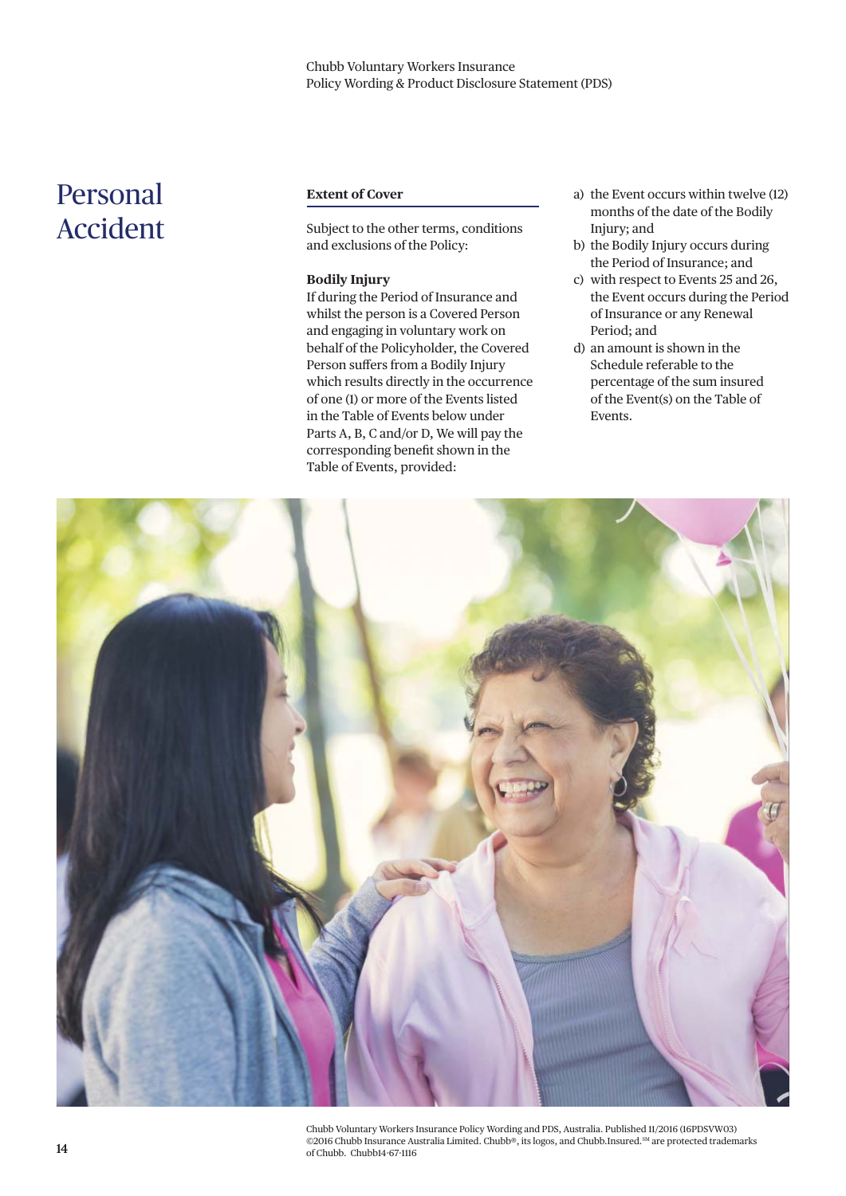# Personal Accident

## Extent of Cover

Subject to the other terms, conditions and exclusions of the Policy:

**Bodily Injury**

If during the Period of Insurance and whilst the person is a Covered Person and engaging in voluntary work on behalf of the Policyholder, the Covered Person suffers from a Bodily Injury which results directly in the occurrence of one (1) or more of the Events listed in the Table of Events below under Parts A, B, C and/or D, We will pay the corresponding benefit shown in the Table of Events, provided:

a) the Event occurs within twelve (12) months of the date of the Bodily Injury; and
b) the Bodily Injury occurs during the Period of Insurance; and
c) with respect to Events 25 and 26, the Event occurs during the Period of Insurance or any Renewal Period; and
d) an amount is shown in the Schedule referable to the percentage of the sum insured of the Event(s) on the Table of Events.

Chubb Voluntary Workers Insurance Policy Wording and PDS, Australia. Published 11/2016 (16PDSVW03)
©2016 Chubb Insurance Australia Limited. Chubb®, its logos, and Chubb.Insured.SM are protected trademarks of Chubb. Chubb14-67-1116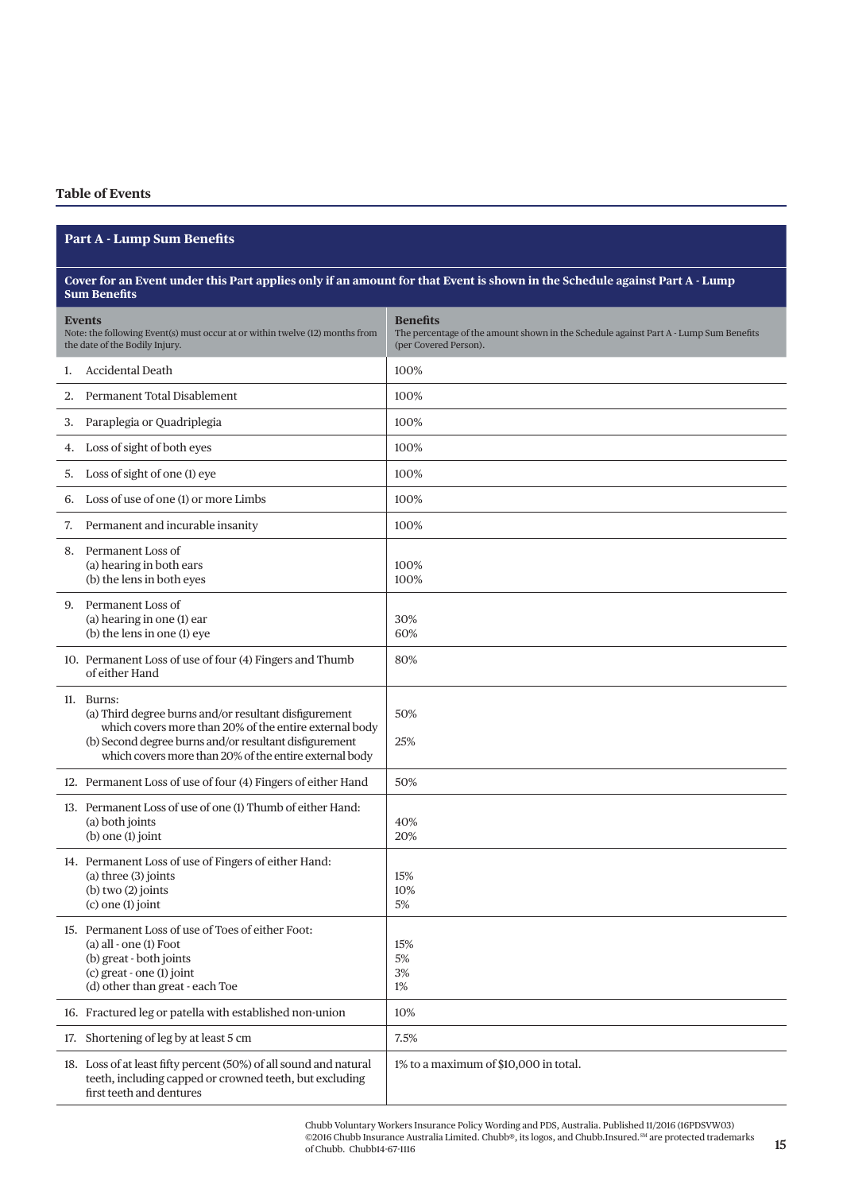## Table of Events

### Part A - Lump Sum Benefits

**Cover for an Event under this Part applies only if an amount for that Event is shown in the Schedule against Part A - Lump Sum Benefits**

| **Events**<br>Note: the following Event(s) must occur at or within twelve (12) months from the date of the Bodily Injury. | **Benefits**<br>The percentage of the amount shown in the Schedule against Part A - Lump Sum Benefits (per Covered Person). |
|---|---|
| 1. Accidental Death | 100% |
| 2. Permanent Total Disablement | 100% |
| 3. Paraplegia or Quadriplegia | 100% |
| 4. Loss of sight of both eyes | 100% |
| 5. Loss of sight of one (1) eye | 100% |
| 6. Loss of use of one (1) or more Limbs | 100% |
| 7. Permanent and incurable insanity | 100% |
| 8. Permanent Loss of<br>(a) hearing in both ears<br>(b) the lens in both eyes | <br>100%<br>100% |
| 9. Permanent Loss of<br>(a) hearing in one (1) ear<br>(b) the lens in one (1) eye | <br>30%<br>60% |
| 10. Permanent Loss of use of four (4) Fingers and Thumb of either Hand | 80% |
| 11. Burns:<br>(a) Third degree burns and/or resultant disfigurement which covers more than 20% of the entire external body<br>(b) Second degree burns and/or resultant disfigurement which covers more than 20% of the entire external body | <br>50%<br><br>25% |
| 12. Permanent Loss of use of four (4) Fingers of either Hand | 50% |
| 13. Permanent Loss of use of one (1) Thumb of either Hand:<br>(a) both joints<br>(b) one (1) joint | <br>40%<br>20% |
| 14. Permanent Loss of use of Fingers of either Hand:<br>(a) three (3) joints<br>(b) two (2) joints<br>(c) one (1) joint | <br>15%<br>10%<br>5% |
| 15. Permanent Loss of use of Toes of either Foot:<br>(a) all - one (1) Foot<br>(b) great - both joints<br>(c) great - one (1) joint<br>(d) other than great - each Toe | <br>15%<br>5%<br>3%<br>1% |
| 16. Fractured leg or patella with established non-union | 10% |
| 17. Shortening of leg by at least 5 cm | 7.5% |
| 18. Loss of at least fifty percent (50%) of all sound and natural teeth, including capped or crowned teeth, but excluding first teeth and dentures | 1% to a maximum of $10,000 in total. |

Chubb Voluntary Workers Insurance Policy Wording and PDS, Australia. Published 11/2016 (16PDSVW03)
©2016 Chubb Insurance Australia Limited. Chubb®, its logos, and Chubb.Insured.℠ are protected trademarks of Chubb. Chubb14-67-1116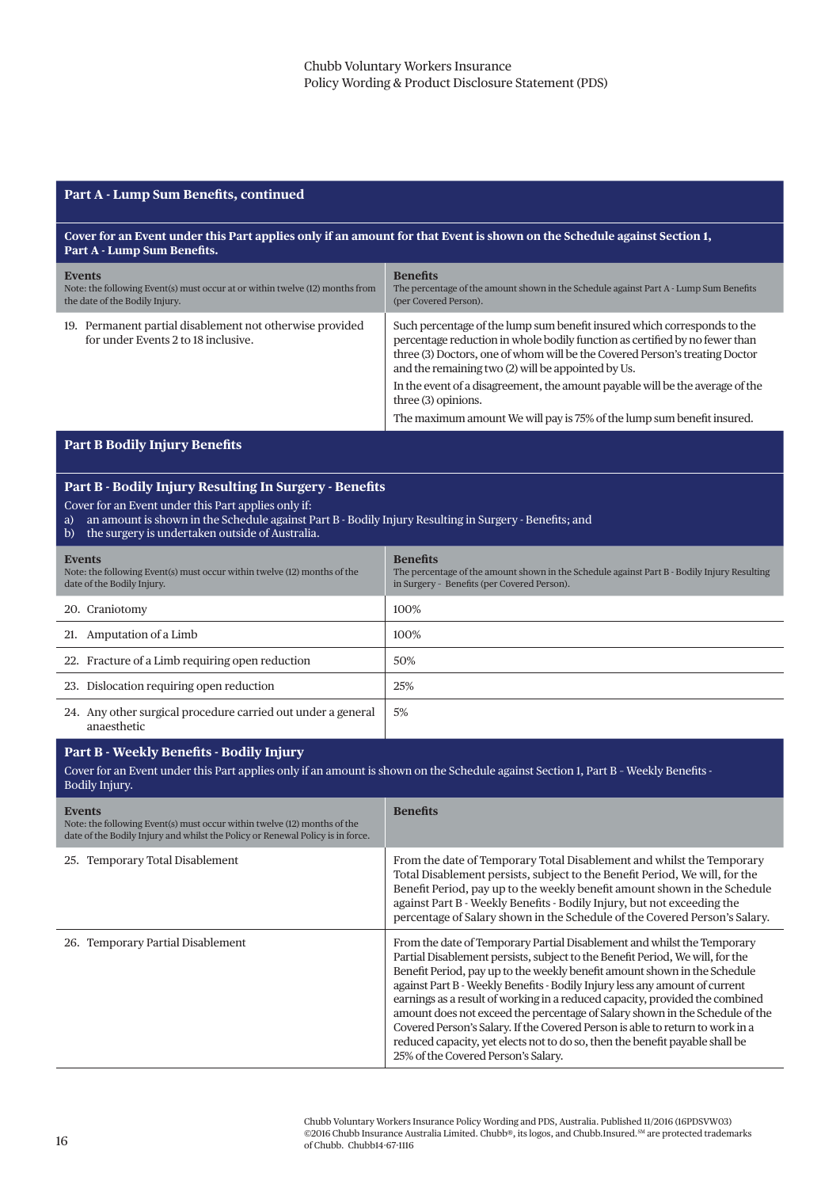## Part A - Lump Sum Benefits, continued

**Cover for an Event under this Part applies only if an amount for that Event is shown on the Schedule against Section 1, Part A - Lump Sum Benefits.**

| **Events**<br>Note: the following Event(s) must occur at or within twelve (12) months from the date of the Bodily Injury. | **Benefits**<br>The percentage of the amount shown in the Schedule against Part A - Lump Sum Benefits (per Covered Person). |
|---|---|
| 19. Permanent partial disablement not otherwise provided for under Events 2 to 18 inclusive. | Such percentage of the lump sum benefit insured which corresponds to the percentage reduction in whole bodily function as certified by no fewer than three (3) Doctors, one of whom will be the Covered Person's treating Doctor and the remaining two (2) will be appointed by Us.<br>In the event of a disagreement, the amount payable will be the average of the three (3) opinions.<br>The maximum amount We will pay is 75% of the lump sum benefit insured. |

## Part B Bodily Injury Benefits

### Part B - Bodily Injury Resulting In Surgery - Benefits

Cover for an Event under this Part applies only if:

a) an amount is shown in the Schedule against Part B - Bodily Injury Resulting in Surgery - Benefits; and
b) the surgery is undertaken outside of Australia.

| **Events**<br>Note: the following Event(s) must occur within twelve (12) months of the date of the Bodily Injury. | **Benefits**<br>The percentage of the amount shown in the Schedule against Part B - Bodily Injury Resulting in Surgery - Benefits (per Covered Person). |
|---|---|
| 20. Craniotomy | 100% |
| 21. Amputation of a Limb | 100% |
| 22. Fracture of a Limb requiring open reduction | 50% |
| 23. Dislocation requiring open reduction | 25% |
| 24. Any other surgical procedure carried out under a general anaesthetic | 5% |

### Part B - Weekly Benefits - Bodily Injury

Cover for an Event under this Part applies only if an amount is shown on the Schedule against Section 1, Part B - Weekly Benefits - Bodily Injury.

| **Events**<br>Note: the following Event(s) must occur within twelve (12) months of the date of the Bodily Injury and whilst the Policy or Renewal Policy is in force. | **Benefits** |
|---|---|
| 25. Temporary Total Disablement | From the date of Temporary Total Disablement and whilst the Temporary Total Disablement persists, subject to the Benefit Period, We will, for the Benefit Period, pay up to the weekly benefit amount shown in the Schedule against Part B - Weekly Benefits - Bodily Injury, but not exceeding the percentage of Salary shown in the Schedule of the Covered Person's Salary. |
| 26. Temporary Partial Disablement | From the date of Temporary Partial Disablement and whilst the Temporary Partial Disablement persists, subject to the Benefit Period, We will, for the Benefit Period, pay up to the weekly benefit amount shown in the Schedule against Part B - Weekly Benefits - Bodily Injury less any amount of current earnings as a result of working in a reduced capacity, provided the combined amount does not exceed the percentage of Salary shown in the Schedule of the Covered Person's Salary. If the Covered Person is able to return to work in a reduced capacity, yet elects not to do so, then the benefit payable shall be 25% of the Covered Person's Salary. |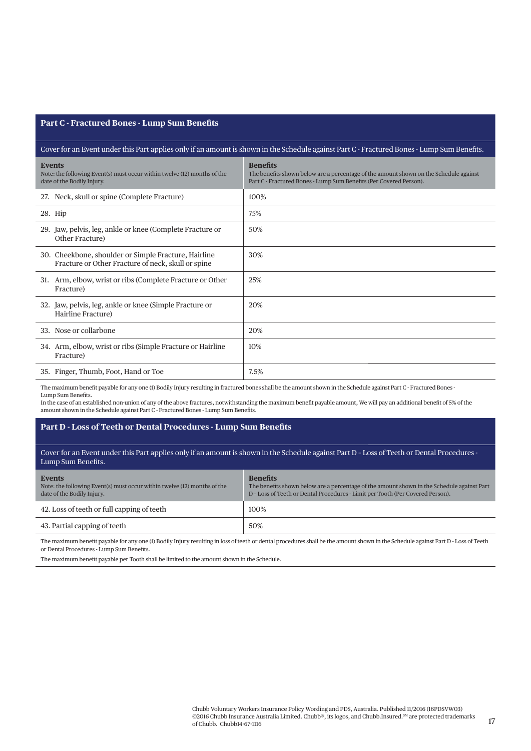## Part C - Fractured Bones - Lump Sum Benefits

Cover for an Event under this Part applies only if an amount is shown in the Schedule against Part C - Fractured Bones - Lump Sum Benefits.

| **Events**<br>Note: the following Event(s) must occur within twelve (12) months of the date of the Bodily Injury. | **Benefits**<br>The benefits shown below are a percentage of the amount shown on the Schedule against Part C - Fractured Bones - Lump Sum Benefits (Per Covered Person). |
|---|---|
| 27. Neck, skull or spine (Complete Fracture) | 100% |
| 28. Hip | 75% |
| 29. Jaw, pelvis, leg, ankle or knee (Complete Fracture or Other Fracture) | 50% |
| 30. Cheekbone, shoulder or Simple Fracture, Hairline Fracture or Other Fracture of neck, skull or spine | 30% |
| 31. Arm, elbow, wrist or ribs (Complete Fracture or Other Fracture) | 25% |
| 32. Jaw, pelvis, leg, ankle or knee (Simple Fracture or Hairline Fracture) | 20% |
| 33. Nose or collarbone | 20% |
| 34. Arm, elbow, wrist or ribs (Simple Fracture or Hairline Fracture) | 10% |
| 35. Finger, Thumb, Foot, Hand or Toe | 7.5% |

The maximum benefit payable for any one (1) Bodily Injury resulting in fractured bones shall be the amount shown in the Schedule against Part C - Fractured Bones - Lump Sum Benefits.
In the case of an established non-union of any of the above fractures, notwithstanding the maximum benefit payable amount, We will pay an additional benefit of 5% of the amount shown in the Schedule against Part C - Fractured Bones - Lump Sum Benefits.

## Part D - Loss of Teeth or Dental Procedures - Lump Sum Benefits

Cover for an Event under this Part applies only if an amount is shown in the Schedule against Part D - Loss of Teeth or Dental Procedures - Lump Sum Benefits.

| **Events**<br>Note: the following Event(s) must occur within twelve (12) months of the date of the Bodily Injury. | **Benefits**<br>The benefits shown below are a percentage of the amount shown in the Schedule against Part D - Loss of Teeth or Dental Procedures - Limit per Tooth (Per Covered Person). |
|---|---|
| 42. Loss of teeth or full capping of teeth | 100% |
| 43. Partial capping of teeth | 50% |

The maximum benefit payable for any one (1) Bodily Injury resulting in loss of teeth or dental procedures shall be the amount shown in the Schedule against Part D - Loss of Teeth or Dental Procedures - Lump Sum Benefits.

The maximum benefit payable per Tooth shall be limited to the amount shown in the Schedule.

Chubb Voluntary Workers Insurance Policy Wording and PDS, Australia. Published 11/2016 (16PDSVW03)
©2016 Chubb Insurance Australia Limited. Chubb®, its logos, and Chubb.Insured.℠ are protected trademarks of Chubb. Chubb14-67-1116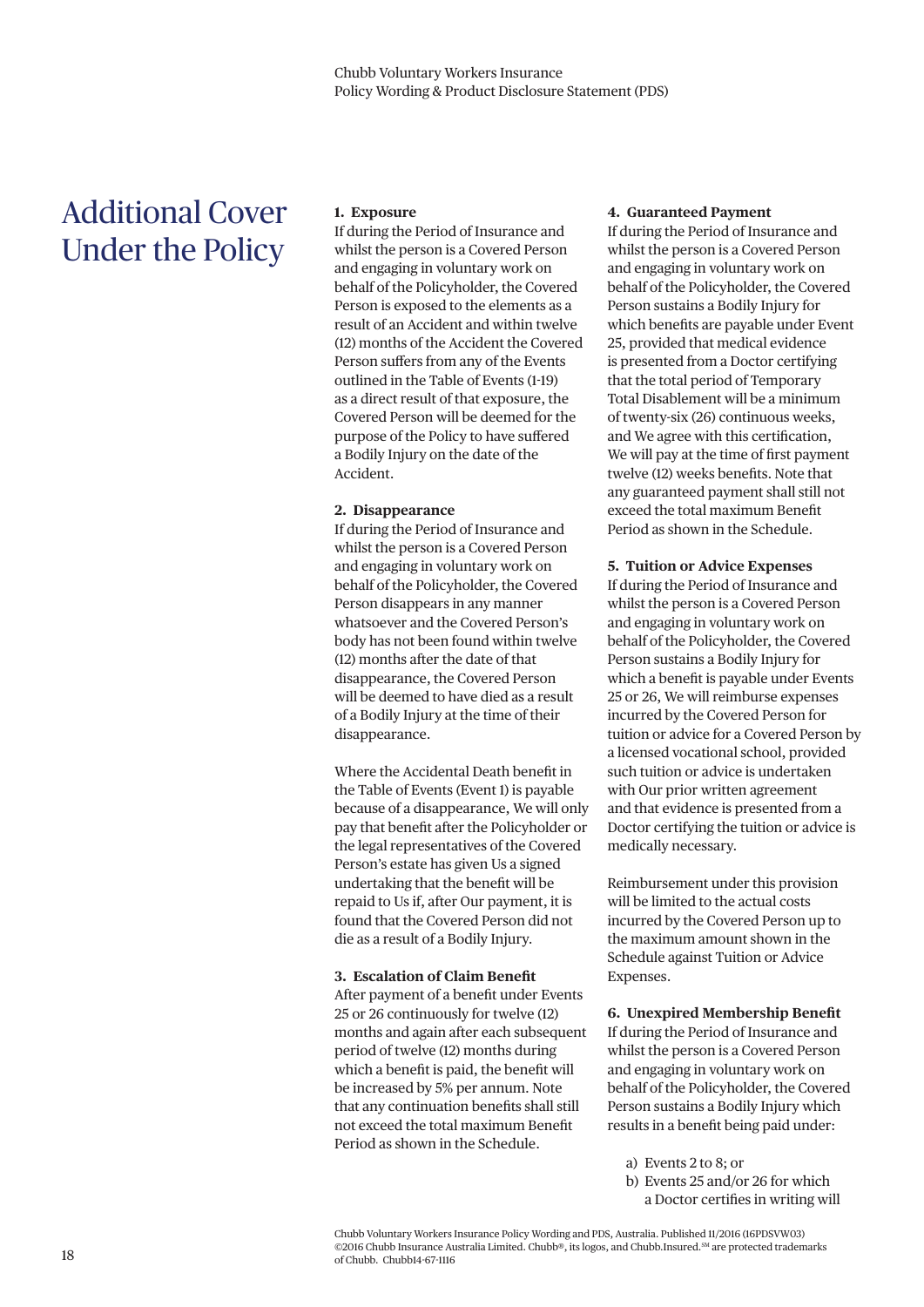# Additional Cover Under the Policy

**1. Exposure**
If during the Period of Insurance and whilst the person is a Covered Person and engaging in voluntary work on behalf of the Policyholder, the Covered Person is exposed to the elements as a result of an Accident and within twelve (12) months of the Accident the Covered Person suffers from any of the Events outlined in the Table of Events (1-19) as a direct result of that exposure, the Covered Person will be deemed for the purpose of the Policy to have suffered a Bodily Injury on the date of the Accident.

**2. Disappearance**
If during the Period of Insurance and whilst the person is a Covered Person and engaging in voluntary work on behalf of the Policyholder, the Covered Person disappears in any manner whatsoever and the Covered Person's body has not been found within twelve (12) months after the date of that disappearance, the Covered Person will be deemed to have died as a result of a Bodily Injury at the time of their disappearance.

Where the Accidental Death benefit in the Table of Events (Event 1) is payable because of a disappearance, We will only pay that benefit after the Policyholder or the legal representatives of the Covered Person's estate has given Us a signed undertaking that the benefit will be repaid to Us if, after Our payment, it is found that the Covered Person did not die as a result of a Bodily Injury.

**3. Escalation of Claim Benefit**
After payment of a benefit under Events 25 or 26 continuously for twelve (12) months and again after each subsequent period of twelve (12) months during which a benefit is paid, the benefit will be increased by 5% per annum. Note that any continuation benefits shall still not exceed the total maximum Benefit Period as shown in the Schedule.

**4. Guaranteed Payment**
If during the Period of Insurance and whilst the person is a Covered Person and engaging in voluntary work on behalf of the Policyholder, the Covered Person sustains a Bodily Injury for which benefits are payable under Event 25, provided that medical evidence is presented from a Doctor certifying that the total period of Temporary Total Disablement will be a minimum of twenty-six (26) continuous weeks, and We agree with this certification, We will pay at the time of first payment twelve (12) weeks benefits. Note that any guaranteed payment shall still not exceed the total maximum Benefit Period as shown in the Schedule.

**5. Tuition or Advice Expenses**
If during the Period of Insurance and whilst the person is a Covered Person and engaging in voluntary work on behalf of the Policyholder, the Covered Person sustains a Bodily Injury for which a benefit is payable under Events 25 or 26, We will reimburse expenses incurred by the Covered Person for tuition or advice for a Covered Person by a licensed vocational school, provided such tuition or advice is undertaken with Our prior written agreement and that evidence is presented from a Doctor certifying the tuition or advice is medically necessary.

Reimbursement under this provision will be limited to the actual costs incurred by the Covered Person up to the maximum amount shown in the Schedule against Tuition or Advice Expenses.

**6. Unexpired Membership Benefit**
If during the Period of Insurance and whilst the person is a Covered Person and engaging in voluntary work on behalf of the Policyholder, the Covered Person sustains a Bodily Injury which results in a benefit being paid under:

a) Events 2 to 8; or
b) Events 25 and/or 26 for which a Doctor certifies in writing will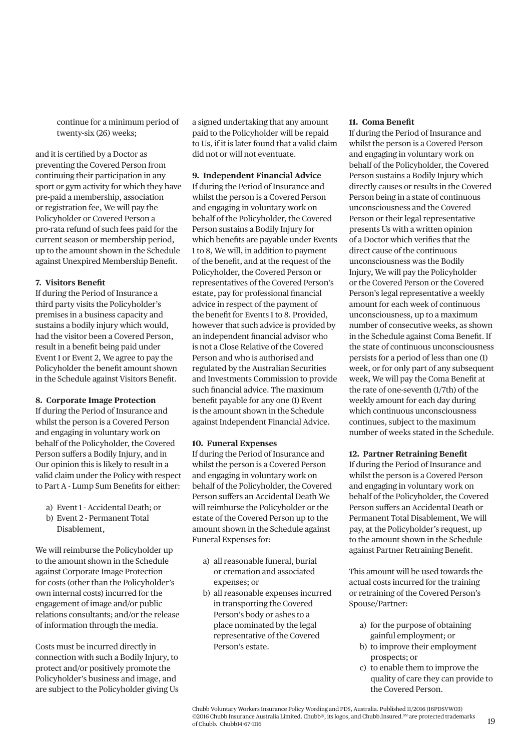continue for a minimum period of twenty-six (26) weeks;

and it is certified by a Doctor as preventing the Covered Person from continuing their participation in any sport or gym activity for which they have pre-paid a membership, association or registration fee, We will pay the Policyholder or Covered Person a pro-rata refund of such fees paid for the current season or membership period, up to the amount shown in the Schedule against Unexpired Membership Benefit.

**7. Visitors Benefit**

If during the Period of Insurance a third party visits the Policyholder's premises in a business capacity and sustains a bodily injury which would, had the visitor been a Covered Person, result in a benefit being paid under Event 1 or Event 2, We agree to pay the Policyholder the benefit amount shown in the Schedule against Visitors Benefit.

**8. Corporate Image Protection**

If during the Period of Insurance and whilst the person is a Covered Person and engaging in voluntary work on behalf of the Policyholder, the Covered Person suffers a Bodily Injury, and in Our opinion this is likely to result in a valid claim under the Policy with respect to Part A - Lump Sum Benefits for either:

a) Event 1 - Accidental Death; or
b) Event 2 - Permanent Total Disablement,

We will reimburse the Policyholder up to the amount shown in the Schedule against Corporate Image Protection for costs (other than the Policyholder's own internal costs) incurred for the engagement of image and/or public relations consultants; and/or the release of information through the media.

Costs must be incurred directly in connection with such a Bodily Injury, to protect and/or positively promote the Policyholder's business and image, and are subject to the Policyholder giving Us a signed undertaking that any amount paid to the Policyholder will be repaid to Us, if it is later found that a valid claim did not or will not eventuate.

**9. Independent Financial Advice**

If during the Period of Insurance and whilst the person is a Covered Person and engaging in voluntary work on behalf of the Policyholder, the Covered Person sustains a Bodily Injury for which benefits are payable under Events 1 to 8, We will, in addition to payment of the benefit, and at the request of the Policyholder, the Covered Person or representatives of the Covered Person's estate, pay for professional financial advice in respect of the payment of the benefit for Events 1 to 8. Provided, however that such advice is provided by an independent financial advisor who is not a Close Relative of the Covered Person and who is authorised and regulated by the Australian Securities and Investments Commission to provide such financial advice. The maximum benefit payable for any one (1) Event is the amount shown in the Schedule against Independent Financial Advice.

**10. Funeral Expenses**

If during the Period of Insurance and whilst the person is a Covered Person and engaging in voluntary work on behalf of the Policyholder, the Covered Person suffers an Accidental Death We will reimburse the Policyholder or the estate of the Covered Person up to the amount shown in the Schedule against Funeral Expenses for:

a) all reasonable funeral, burial or cremation and associated expenses; or
b) all reasonable expenses incurred in transporting the Covered Person's body or ashes to a place nominated by the legal representative of the Covered Person's estate.

**11. Coma Benefit**

If during the Period of Insurance and whilst the person is a Covered Person and engaging in voluntary work on behalf of the Policyholder, the Covered Person sustains a Bodily Injury which directly causes or results in the Covered Person being in a state of continuous unconsciousness and the Covered Person or their legal representative presents Us with a written opinion of a Doctor which verifies that the direct cause of the continuous unconsciousness was the Bodily Injury, We will pay the Policyholder or the Covered Person or the Covered Person's legal representative a weekly amount for each week of continuous unconsciousness, up to a maximum number of consecutive weeks, as shown in the Schedule against Coma Benefit. If the state of continuous unconsciousness persists for a period of less than one (1) week, or for only part of any subsequent week, We will pay the Coma Benefit at the rate of one-seventh (1/7th) of the weekly amount for each day during which continuous unconsciousness continues, subject to the maximum number of weeks stated in the Schedule.

**12. Partner Retraining Benefit**

If during the Period of Insurance and whilst the person is a Covered Person and engaging in voluntary work on behalf of the Policyholder, the Covered Person suffers an Accidental Death or Permanent Total Disablement, We will pay, at the Policyholder's request, up to the amount shown in the Schedule against Partner Retraining Benefit.

This amount will be used towards the actual costs incurred for the training or retraining of the Covered Person's Spouse/Partner:

a) for the purpose of obtaining gainful employment; or
b) to improve their employment prospects; or
c) to enable them to improve the quality of care they can provide to the Covered Person.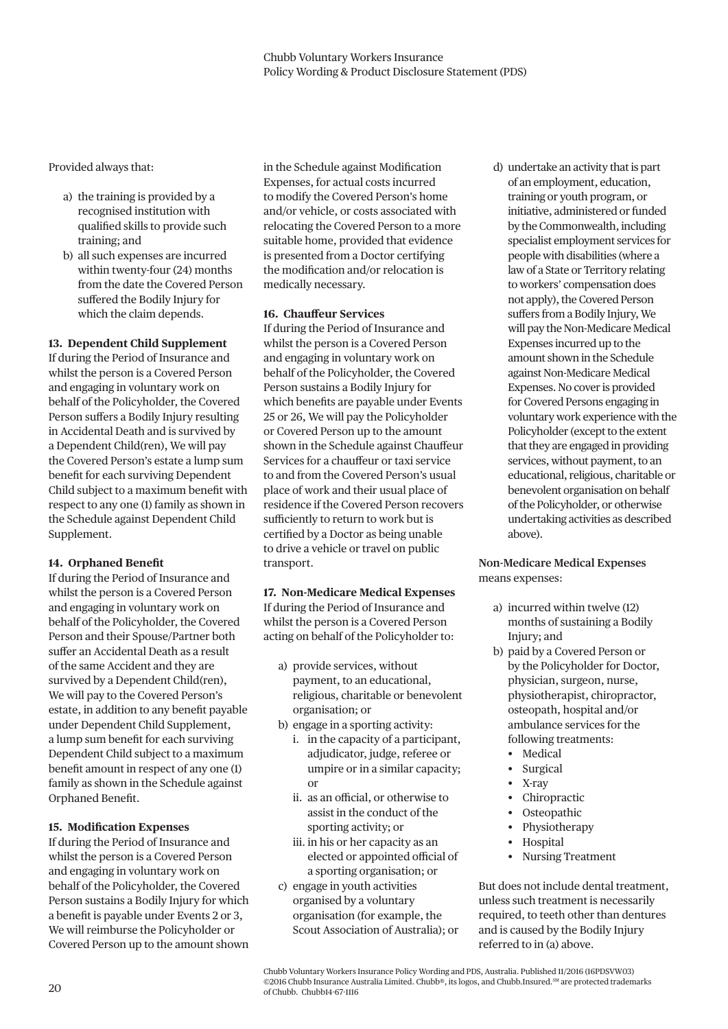Provided always that:

a) the training is provided by a recognised institution with qualified skills to provide such training; and
b) all such expenses are incurred within twenty-four (24) months from the date the Covered Person suffered the Bodily Injury for which the claim depends.

**13. Dependent Child Supplement**

If during the Period of Insurance and whilst the person is a Covered Person and engaging in voluntary work on behalf of the Policyholder, the Covered Person suffers a Bodily Injury resulting in Accidental Death and is survived by a Dependent Child(ren), We will pay the Covered Person's estate a lump sum benefit for each surviving Dependent Child subject to a maximum benefit with respect to any one (1) family as shown in the Schedule against Dependent Child Supplement.

**14. Orphaned Benefit**

If during the Period of Insurance and whilst the person is a Covered Person and engaging in voluntary work on behalf of the Policyholder, the Covered Person and their Spouse/Partner both suffer an Accidental Death as a result of the same Accident and they are survived by a Dependent Child(ren), We will pay to the Covered Person's estate, in addition to any benefit payable under Dependent Child Supplement, a lump sum benefit for each surviving Dependent Child subject to a maximum benefit amount in respect of any one (1) family as shown in the Schedule against Orphaned Benefit.

**15. Modification Expenses**

If during the Period of Insurance and whilst the person is a Covered Person and engaging in voluntary work on behalf of the Policyholder, the Covered Person sustains a Bodily Injury for which a benefit is payable under Events 2 or 3, We will reimburse the Policyholder or Covered Person up to the amount shown in the Schedule against Modification Expenses, for actual costs incurred to modify the Covered Person's home and/or vehicle, or costs associated with relocating the Covered Person to a more suitable home, provided that evidence is presented from a Doctor certifying the modification and/or relocation is medically necessary.

**16. Chauffeur Services**

If during the Period of Insurance and whilst the person is a Covered Person and engaging in voluntary work on behalf of the Policyholder, the Covered Person sustains a Bodily Injury for which benefits are payable under Events 25 or 26, We will pay the Policyholder or Covered Person up to the amount shown in the Schedule against Chauffeur Services for a chauffeur or taxi service to and from the Covered Person's usual place of work and their usual place of residence if the Covered Person recovers sufficiently to return to work but is certified by a Doctor as being unable to drive a vehicle or travel on public transport.

**17. Non-Medicare Medical Expenses**

If during the Period of Insurance and whilst the person is a Covered Person acting on behalf of the Policyholder to:

a) provide services, without payment, to an educational, religious, charitable or benevolent organisation; or
b) engage in a sporting activity:
   i. in the capacity of a participant, adjudicator, judge, referee or umpire or in a similar capacity; or
   ii. as an official, or otherwise to assist in the conduct of the sporting activity; or
   iii. in his or her capacity as an elected or appointed official of a sporting organisation; or
c) engage in youth activities organised by a voluntary organisation (for example, the Scout Association of Australia); or
d) undertake an activity that is part of an employment, education, training or youth program, or initiative, administered or funded by the Commonwealth, including specialist employment services for people with disabilities (where a law of a State or Territory relating to workers' compensation does not apply), the Covered Person suffers from a Bodily Injury, We will pay the Non-Medicare Medical Expenses incurred up to the amount shown in the Schedule against Non-Medicare Medical Expenses. No cover is provided for Covered Persons engaging in voluntary work experience with the Policyholder (except to the extent that they are engaged in providing services, without payment, to an educational, religious, charitable or benevolent organisation on behalf of the Policyholder, or otherwise undertaking activities as described above).

**Non-Medicare Medical Expenses** means expenses:

a) incurred within twelve (12) months of sustaining a Bodily Injury; and
b) paid by a Covered Person or by the Policyholder for Doctor, physician, surgeon, nurse, physiotherapist, chiropractor, osteopath, hospital and/or ambulance services for the following treatments:
   - Medical
   - Surgical
   - X-ray
   - Chiropractic
   - Osteopathic
   - Physiotherapy
   - Hospital
   - Nursing Treatment

But does not include dental treatment, unless such treatment is necessarily required, to teeth other than dentures and is caused by the Bodily Injury referred to in (a) above.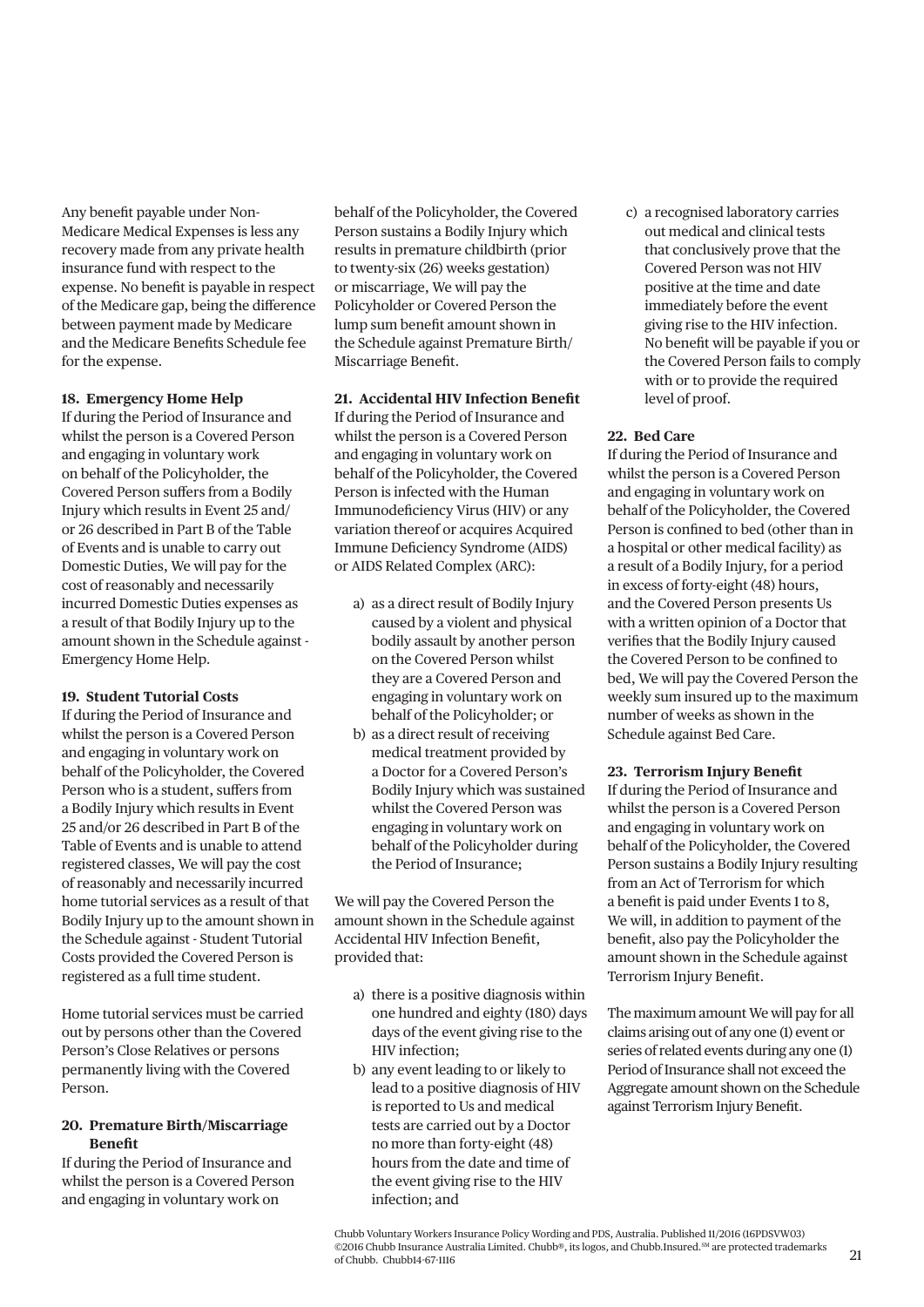Any benefit payable under Non-Medicare Medical Expenses is less any recovery made from any private health insurance fund with respect to the expense. No benefit is payable in respect of the Medicare gap, being the difference between payment made by Medicare and the Medicare Benefits Schedule fee for the expense.

**18. Emergency Home Help**

If during the Period of Insurance and whilst the person is a Covered Person and engaging in voluntary work on behalf of the Policyholder, the Covered Person suffers from a Bodily Injury which results in Event 25 and/or 26 described in Part B of the Table of Events and is unable to carry out Domestic Duties, We will pay for the cost of reasonably and necessarily incurred Domestic Duties expenses as a result of that Bodily Injury up to the amount shown in the Schedule against - Emergency Home Help.

**19. Student Tutorial Costs**

If during the Period of Insurance and whilst the person is a Covered Person and engaging in voluntary work on behalf of the Policyholder, the Covered Person who is a student, suffers from a Bodily Injury which results in Event 25 and/or 26 described in Part B of the Table of Events and is unable to attend registered classes, We will pay the cost of reasonably and necessarily incurred home tutorial services as a result of that Bodily Injury up to the amount shown in the Schedule against - Student Tutorial Costs provided the Covered Person is registered as a full time student.

Home tutorial services must be carried out by persons other than the Covered Person's Close Relatives or persons permanently living with the Covered Person.

**20. Premature Birth/Miscarriage Benefit**

If during the Period of Insurance and whilst the person is a Covered Person and engaging in voluntary work on behalf of the Policyholder, the Covered Person sustains a Bodily Injury which results in premature childbirth (prior to twenty-six (26) weeks gestation) or miscarriage, We will pay the Policyholder or Covered Person the lump sum benefit amount shown in the Schedule against Premature Birth/Miscarriage Benefit.

**21. Accidental HIV Infection Benefit**

If during the Period of Insurance and whilst the person is a Covered Person and engaging in voluntary work on behalf of the Policyholder, the Covered Person is infected with the Human Immunodeficiency Virus (HIV) or any variation thereof or acquires Acquired Immune Deficiency Syndrome (AIDS) or AIDS Related Complex (ARC):

a) as a direct result of Bodily Injury caused by a violent and physical bodily assault by another person on the Covered Person whilst they are a Covered Person and engaging in voluntary work on behalf of the Policyholder; or
b) as a direct result of receiving medical treatment provided by a Doctor for a Covered Person's Bodily Injury which was sustained whilst the Covered Person was engaging in voluntary work on behalf of the Policyholder during the Period of Insurance;

We will pay the Covered Person the amount shown in the Schedule against Accidental HIV Infection Benefit, provided that:

a) there is a positive diagnosis within one hundred and eighty (180) days days of the event giving rise to the HIV infection;
b) any event leading to or likely to lead to a positive diagnosis of HIV is reported to Us and medical tests are carried out by a Doctor no more than forty-eight (48) hours from the date and time of the event giving rise to the HIV infection; and
c) a recognised laboratory carries out medical and clinical tests that conclusively prove that the Covered Person was not HIV positive at the time and date immediately before the event giving rise to the HIV infection. No benefit will be payable if you or the Covered Person fails to comply with or to provide the required level of proof.

**22. Bed Care**

If during the Period of Insurance and whilst the person is a Covered Person and engaging in voluntary work on behalf of the Policyholder, the Covered Person is confined to bed (other than in a hospital or other medical facility) as a result of a Bodily Injury, for a period in excess of forty-eight (48) hours, and the Covered Person presents Us with a written opinion of a Doctor that verifies that the Bodily Injury caused the Covered Person to be confined to bed, We will pay the Covered Person the weekly sum insured up to the maximum number of weeks as shown in the Schedule against Bed Care.

**23. Terrorism Injury Benefit**

If during the Period of Insurance and whilst the person is a Covered Person and engaging in voluntary work on behalf of the Policyholder, the Covered Person sustains a Bodily Injury resulting from an Act of Terrorism for which a benefit is paid under Events 1 to 8, We will, in addition to payment of the benefit, also pay the Policyholder the amount shown in the Schedule against Terrorism Injury Benefit.

The maximum amount We will pay for all claims arising out of any one (1) event or series of related events during any one (1) Period of Insurance shall not exceed the Aggregate amount shown on the Schedule against Terrorism Injury Benefit.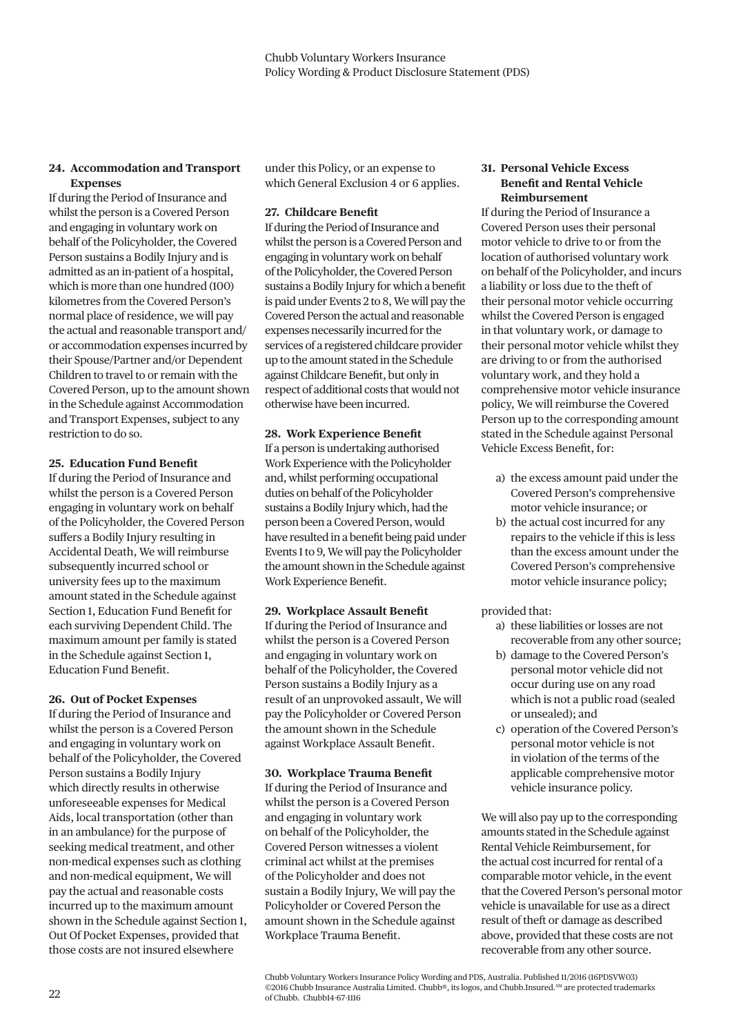### 24. Accommodation and Transport Expenses

If during the Period of Insurance and whilst the person is a Covered Person and engaging in voluntary work on behalf of the Policyholder, the Covered Person sustains a Bodily Injury and is admitted as an in-patient of a hospital, which is more than one hundred (100) kilometres from the Covered Person's normal place of residence, we will pay the actual and reasonable transport and/or accommodation expenses incurred by their Spouse/Partner and/or Dependent Children to travel to or remain with the Covered Person, up to the amount shown in the Schedule against Accommodation and Transport Expenses, subject to any restriction to do so.

### 25. Education Fund Benefit

If during the Period of Insurance and whilst the person is a Covered Person engaging in voluntary work on behalf of the Policyholder, the Covered Person suffers a Bodily Injury resulting in Accidental Death, We will reimburse subsequently incurred school or university fees up to the maximum amount stated in the Schedule against Section 1, Education Fund Benefit for each surviving Dependent Child. The maximum amount per family is stated in the Schedule against Section 1, Education Fund Benefit.

### 26. Out of Pocket Expenses

If during the Period of Insurance and whilst the person is a Covered Person and engaging in voluntary work on behalf of the Policyholder, the Covered Person sustains a Bodily Injury which directly results in otherwise unforeseeable expenses for Medical Aids, local transportation (other than in an ambulance) for the purpose of seeking medical treatment, and other non-medical expenses such as clothing and non-medical equipment, We will pay the actual and reasonable costs incurred up to the maximum amount shown in the Schedule against Section 1, Out Of Pocket Expenses, provided that those costs are not insured elsewhere under this Policy, or an expense to which General Exclusion 4 or 6 applies.

### 27. Childcare Benefit

If during the Period of Insurance and whilst the person is a Covered Person and engaging in voluntary work on behalf of the Policyholder, the Covered Person sustains a Bodily Injury for which a benefit is paid under Events 2 to 8, We will pay the Covered Person the actual and reasonable expenses necessarily incurred for the services of a registered childcare provider up to the amount stated in the Schedule against Childcare Benefit, but only in respect of additional costs that would not otherwise have been incurred.

### 28. Work Experience Benefit

If a person is undertaking authorised Work Experience with the Policyholder and, whilst performing occupational duties on behalf of the Policyholder sustains a Bodily Injury which, had the person been a Covered Person, would have resulted in a benefit being paid under Events 1 to 9, We will pay the Policyholder the amount shown in the Schedule against Work Experience Benefit.

### 29. Workplace Assault Benefit

If during the Period of Insurance and whilst the person is a Covered Person and engaging in voluntary work on behalf of the Policyholder, the Covered Person sustains a Bodily Injury as a result of an unprovoked assault, We will pay the Policyholder or Covered Person the amount shown in the Schedule against Workplace Assault Benefit.

### 30. Workplace Trauma Benefit

If during the Period of Insurance and whilst the person is a Covered Person and engaging in voluntary work on behalf of the Policyholder, the Covered Person witnesses a violent criminal act whilst at the premises of the Policyholder and does not sustain a Bodily Injury, We will pay the Policyholder or Covered Person the amount shown in the Schedule against Workplace Trauma Benefit.

### 31. Personal Vehicle Excess Benefit and Rental Vehicle Reimbursement

If during the Period of Insurance a Covered Person uses their personal motor vehicle to drive to or from the location of authorised voluntary work on behalf of the Policyholder, and incurs a liability or loss due to the theft of their personal motor vehicle occurring whilst the Covered Person is engaged in that voluntary work, or damage to their personal motor vehicle whilst they are driving to or from the authorised voluntary work, and they hold a comprehensive motor vehicle insurance policy, We will reimburse the Covered Person up to the corresponding amount stated in the Schedule against Personal Vehicle Excess Benefit, for:

a) the excess amount paid under the Covered Person's comprehensive motor vehicle insurance; or
b) the actual cost incurred for any repairs to the vehicle if this is less than the excess amount under the Covered Person's comprehensive motor vehicle insurance policy;

provided that:

a) these liabilities or losses are not recoverable from any other source;
b) damage to the Covered Person's personal motor vehicle did not occur during use on any road which is not a public road (sealed or unsealed); and
c) operation of the Covered Person's personal motor vehicle is not in violation of the terms of the applicable comprehensive motor vehicle insurance policy.

We will also pay up to the corresponding amounts stated in the Schedule against Rental Vehicle Reimbursement, for the actual cost incurred for rental of a comparable motor vehicle, in the event that the Covered Person's personal motor vehicle is unavailable for use as a direct result of theft or damage as described above, provided that these costs are not recoverable from any other source.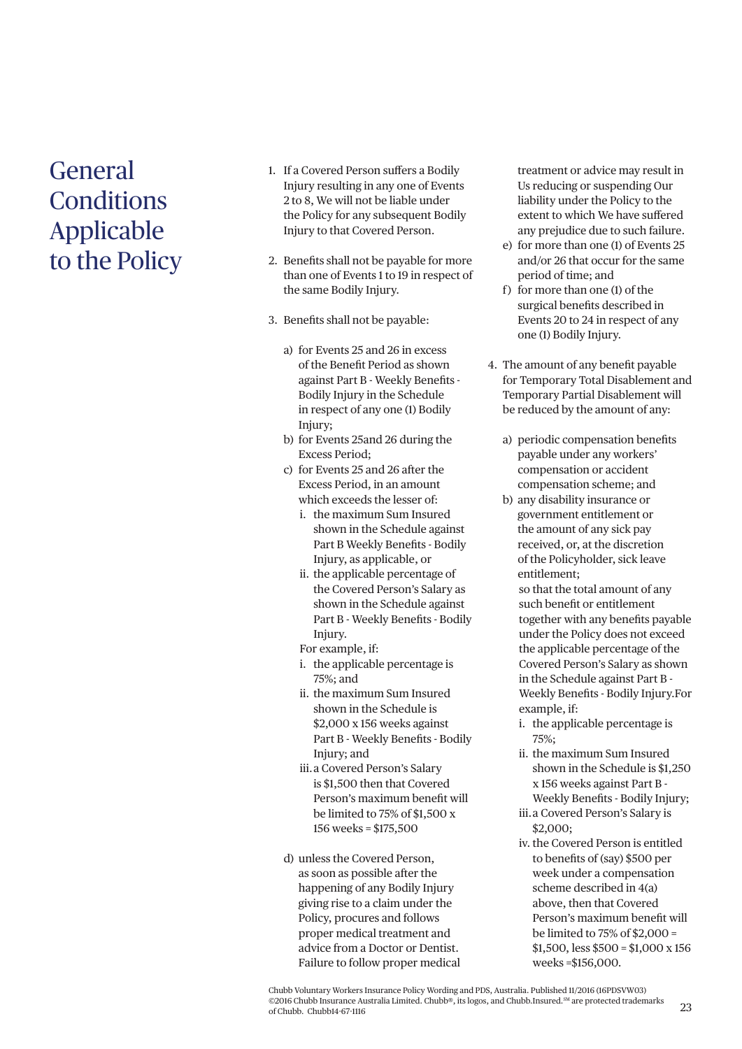# General Conditions Applicable to the Policy

1. If a Covered Person suffers a Bodily Injury resulting in any one of Events 2 to 8, We will not be liable under the Policy for any subsequent Bodily Injury to that Covered Person.

2. Benefits shall not be payable for more than one of Events 1 to 19 in respect of the same Bodily Injury.

3. Benefits shall not be payable:

   a) for Events 25 and 26 in excess of the Benefit Period as shown against Part B - Weekly Benefits - Bodily Injury in the Schedule in respect of any one (1) Bodily Injury;
   b) for Events 25and 26 during the Excess Period;
   c) for Events 25 and 26 after the Excess Period, in an amount which exceeds the lesser of:
      i. the maximum Sum Insured shown in the Schedule against Part B Weekly Benefits - Bodily Injury, as applicable, or
      ii. the applicable percentage of the Covered Person's Salary as shown in the Schedule against Part B - Weekly Benefits - Bodily Injury.

      For example, if:
      i. the applicable percentage is 75%; and
      ii. the maximum Sum Insured shown in the Schedule is $2,000 x 156 weeks against Part B - Weekly Benefits - Bodily Injury; and
      iii. a Covered Person's Salary is $1,500 then that Covered Person's maximum benefit will be limited to 75% of $1,500 x 156 weeks = $175,500

   d) unless the Covered Person, as soon as possible after the happening of any Bodily Injury giving rise to a claim under the Policy, procures and follows proper medical treatment and advice from a Doctor or Dentist. Failure to follow proper medical treatment or advice may result in Us reducing or suspending Our liability under the Policy to the extent to which We have suffered any prejudice due to such failure.
   e) for more than one (1) of Events 25 and/or 26 that occur for the same period of time; and
   f) for more than one (1) of the surgical benefits described in Events 20 to 24 in respect of any one (1) Bodily Injury.

4. The amount of any benefit payable for Temporary Total Disablement and Temporary Partial Disablement will be reduced by the amount of any:

   a) periodic compensation benefits payable under any workers' compensation or accident compensation scheme; and
   b) any disability insurance or government entitlement or the amount of any sick pay received, or, at the discretion of the Policyholder, sick leave entitlement;

   so that the total amount of any such benefit or entitlement together with any benefits payable under the Policy does not exceed the applicable percentage of the Covered Person's Salary as shown in the Schedule against Part B - Weekly Benefits - Bodily Injury.For example, if:
   i. the applicable percentage is 75%;
   ii. the maximum Sum Insured shown in the Schedule is $1,250 x 156 weeks against Part B - Weekly Benefits - Bodily Injury;
   iii. a Covered Person's Salary is $2,000;
   iv. the Covered Person is entitled to benefits of (say) $500 per week under a compensation scheme described in 4(a) above, then that Covered Person's maximum benefit will be limited to 75% of $2,000 = $1,500, less $500 = $1,000 x 156 weeks =$156,000.

Chubb Voluntary Workers Insurance Policy Wording and PDS, Australia. Published 11/2016 (16PDSVW03)
©2016 Chubb Insurance Australia Limited. Chubb®, its logos, and Chubb.Insured.℠ are protected trademarks of Chubb. Chubb14-67-1116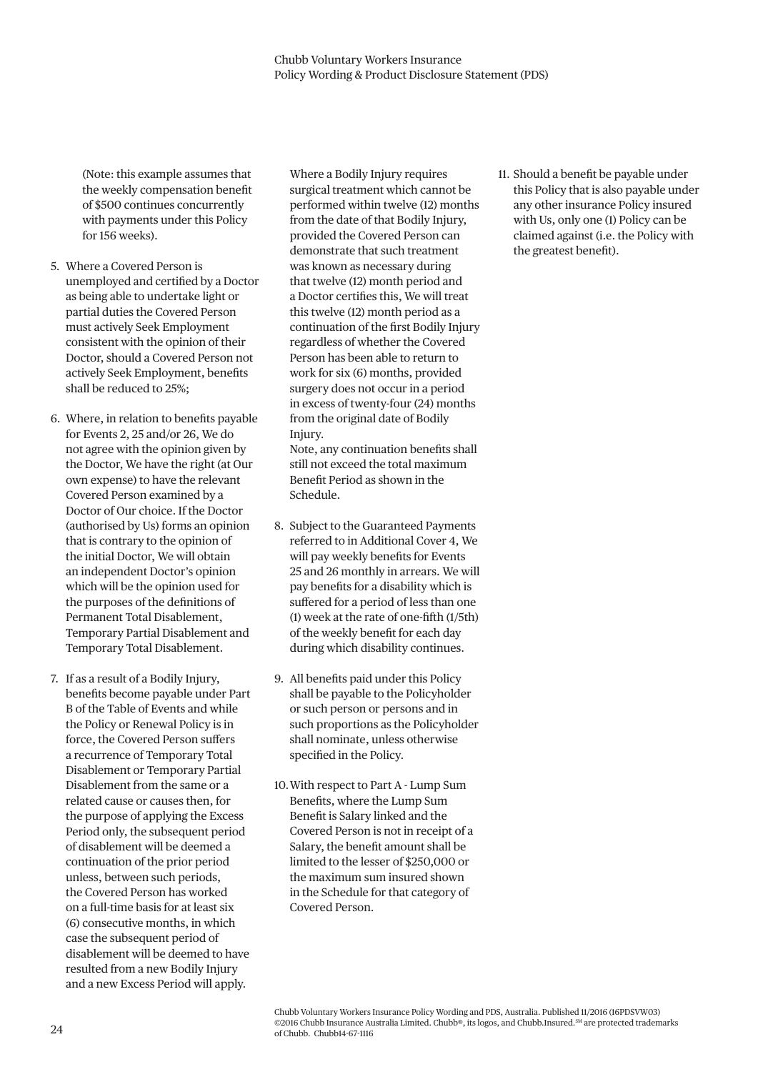(Note: this example assumes that the weekly compensation benefit of $500 continues concurrently with payments under this Policy for 156 weeks).

5. Where a Covered Person is unemployed and certified by a Doctor as being able to undertake light or partial duties the Covered Person must actively Seek Employment consistent with the opinion of their Doctor, should a Covered Person not actively Seek Employment, benefits shall be reduced to 25%;

6. Where, in relation to benefits payable for Events 2, 25 and/or 26, We do not agree with the opinion given by the Doctor, We have the right (at Our own expense) to have the relevant Covered Person examined by a Doctor of Our choice. If the Doctor (authorised by Us) forms an opinion that is contrary to the opinion of the initial Doctor, We will obtain an independent Doctor's opinion which will be the opinion used for the purposes of the definitions of Permanent Total Disablement, Temporary Partial Disablement and Temporary Total Disablement.

7. If as a result of a Bodily Injury, benefits become payable under Part B of the Table of Events and while the Policy or Renewal Policy is in force, the Covered Person suffers a recurrence of Temporary Total Disablement or Temporary Partial Disablement from the same or a related cause or causes then, for the purpose of applying the Excess Period only, the subsequent period of disablement will be deemed a continuation of the prior period unless, between such periods, the Covered Person has worked on a full-time basis for at least six (6) consecutive months, in which case the subsequent period of disablement will be deemed to have resulted from a new Bodily Injury and a new Excess Period will apply.

   Where a Bodily Injury requires surgical treatment which cannot be performed within twelve (12) months from the date of that Bodily Injury, provided the Covered Person can demonstrate that such treatment was known as necessary during that twelve (12) month period and a Doctor certifies this, We will treat this twelve (12) month period as a continuation of the first Bodily Injury regardless of whether the Covered Person has been able to return to work for six (6) months, provided surgery does not occur in a period in excess of twenty-four (24) months from the original date of Bodily Injury.

   Note, any continuation benefits shall still not exceed the total maximum Benefit Period as shown in the Schedule.

8. Subject to the Guaranteed Payments referred to in Additional Cover 4, We will pay weekly benefits for Events 25 and 26 monthly in arrears. We will pay benefits for a disability which is suffered for a period of less than one (1) week at the rate of one-fifth (1/5th) of the weekly benefit for each day during which disability continues.

9. All benefits paid under this Policy shall be payable to the Policyholder or such person or persons and in such proportions as the Policyholder shall nominate, unless otherwise specified in the Policy.

10. With respect to Part A - Lump Sum Benefits, where the Lump Sum Benefit is Salary linked and the Covered Person is not in receipt of a Salary, the benefit amount shall be limited to the lesser of $250,000 or the maximum sum insured shown in the Schedule for that category of Covered Person.

11. Should a benefit be payable under this Policy that is also payable under any other insurance Policy insured with Us, only one (1) Policy can be claimed against (i.e. the Policy with the greatest benefit).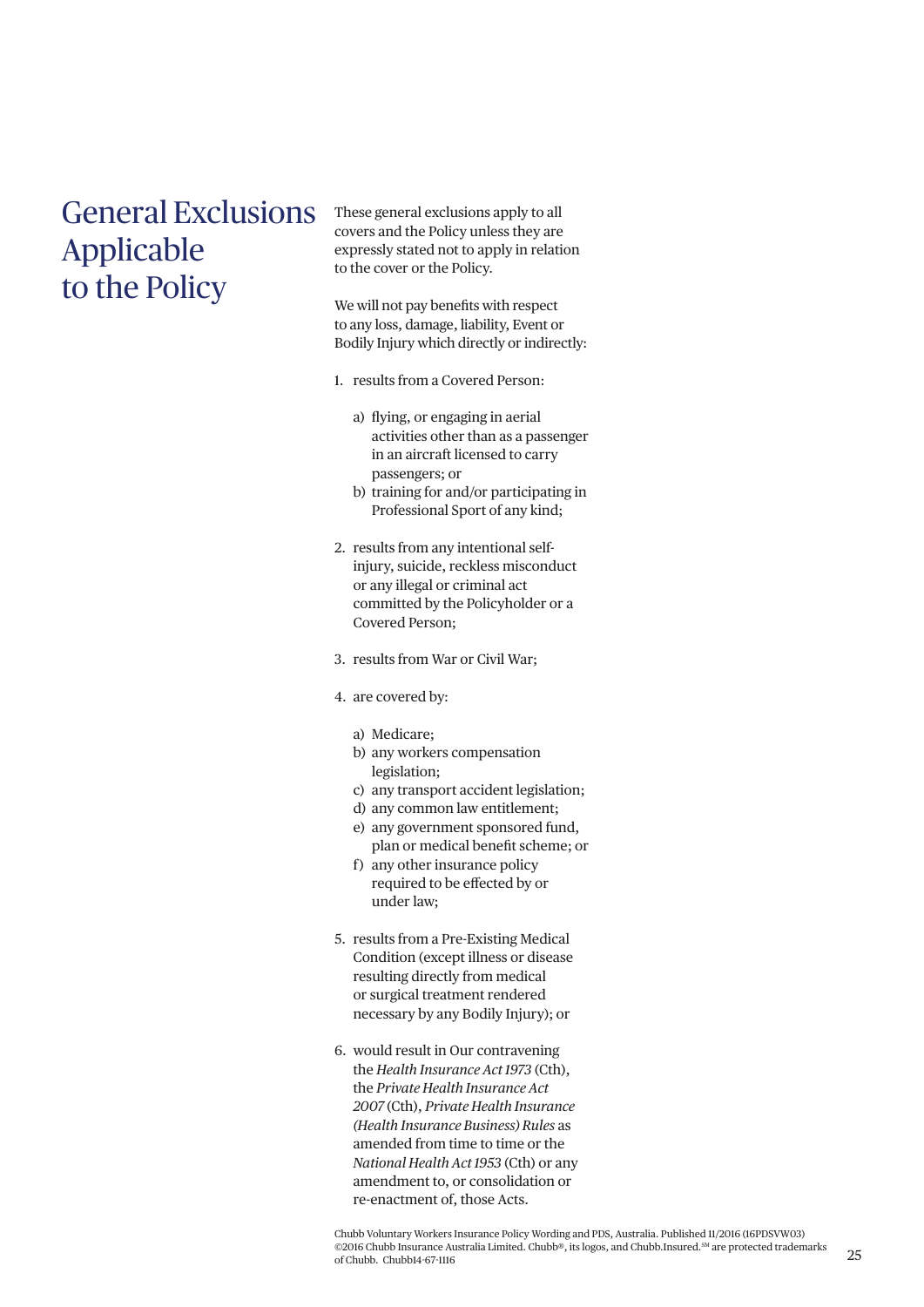# General Exclusions Applicable to the Policy

These general exclusions apply to all covers and the Policy unless they are expressly stated not to apply in relation to the cover or the Policy.

We will not pay benefits with respect to any loss, damage, liability, Event or Bodily Injury which directly or indirectly:

1. results from a Covered Person:
   a) flying, or engaging in aerial activities other than as a passenger in an aircraft licensed to carry passengers; or
   b) training for and/or participating in Professional Sport of any kind;
2. results from any intentional self-injury, suicide, reckless misconduct or any illegal or criminal act committed by the Policyholder or a Covered Person;
3. results from War or Civil War;
4. are covered by:
   a) Medicare;
   b) any workers compensation legislation;
   c) any transport accident legislation;
   d) any common law entitlement;
   e) any government sponsored fund, plan or medical benefit scheme; or
   f) any other insurance policy required to be effected by or under law;
5. results from a Pre-Existing Medical Condition (except illness or disease resulting directly from medical or surgical treatment rendered necessary by any Bodily Injury); or
6. would result in Our contravening the *Health Insurance Act 1973* (Cth), the *Private Health Insurance Act 2007* (Cth), *Private Health Insurance (Health Insurance Business) Rules* as amended from time to time or the *National Health Act 1953* (Cth) or any amendment to, or consolidation or re-enactment of, those Acts.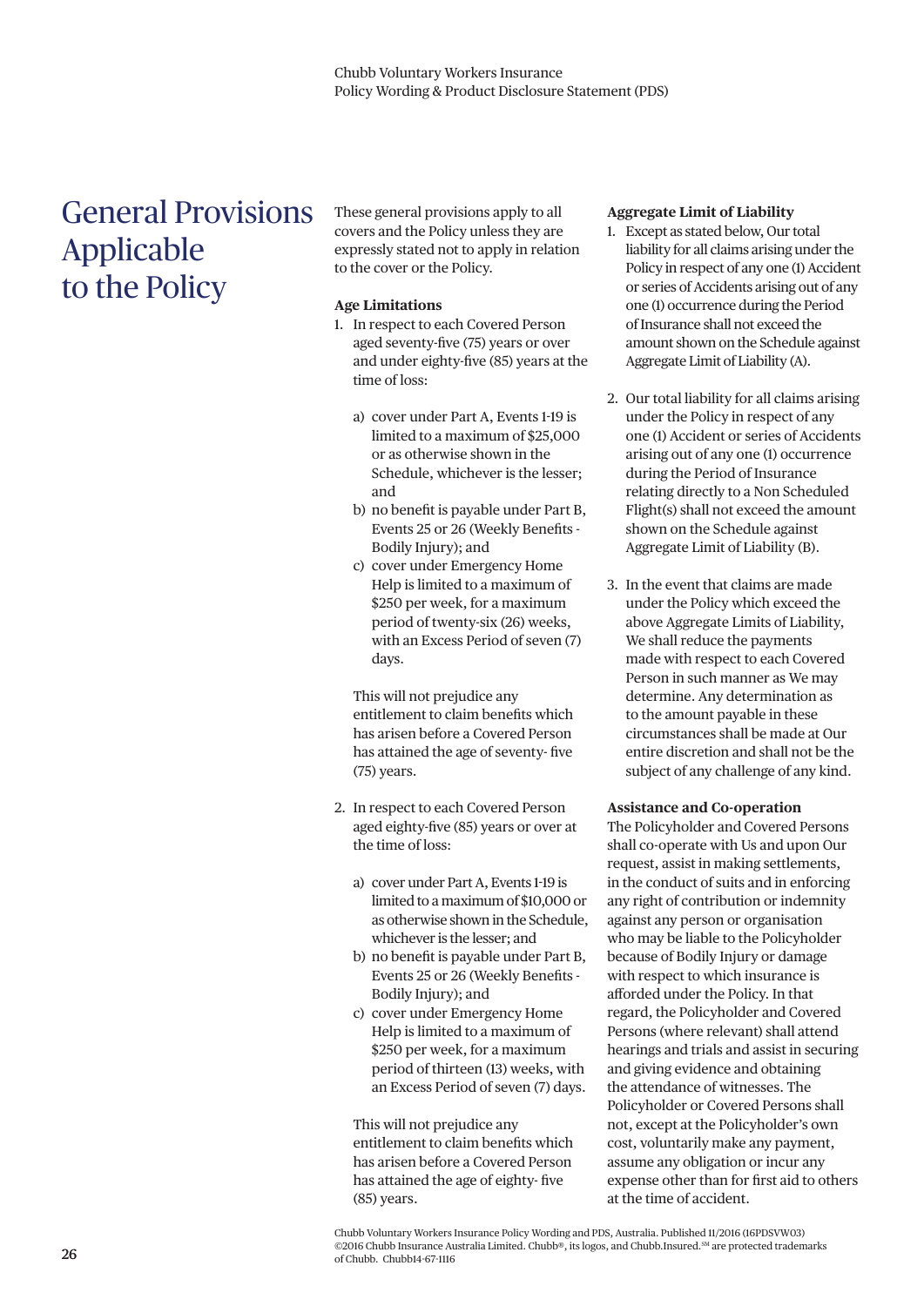# General Provisions Applicable to the Policy

These general provisions apply to all covers and the Policy unless they are expressly stated not to apply in relation to the cover or the Policy.

**Age Limitations**

1. In respect to each Covered Person aged seventy-five (75) years or over and under eighty-five (85) years at the time of loss:

   a) cover under Part A, Events 1-19 is limited to a maximum of $25,000 or as otherwise shown in the Schedule, whichever is the lesser; and
   b) no benefit is payable under Part B, Events 25 or 26 (Weekly Benefits - Bodily Injury); and
   c) cover under Emergency Home Help is limited to a maximum of $250 per week, for a maximum period of twenty-six (26) weeks, with an Excess Period of seven (7) days.

   This will not prejudice any entitlement to claim benefits which has arisen before a Covered Person has attained the age of seventy- five (75) years.

2. In respect to each Covered Person aged eighty-five (85) years or over at the time of loss:

   a) cover under Part A, Events 1-19 is limited to a maximum of $10,000 or as otherwise shown in the Schedule, whichever is the lesser; and
   b) no benefit is payable under Part B, Events 25 or 26 (Weekly Benefits - Bodily Injury); and
   c) cover under Emergency Home Help is limited to a maximum of $250 per week, for a maximum period of thirteen (13) weeks, with an Excess Period of seven (7) days.

   This will not prejudice any entitlement to claim benefits which has arisen before a Covered Person has attained the age of eighty- five (85) years.

**Aggregate Limit of Liability**

1. Except as stated below, Our total liability for all claims arising under the Policy in respect of any one (1) Accident or series of Accidents arising out of any one (1) occurrence during the Period of Insurance shall not exceed the amount shown on the Schedule against Aggregate Limit of Liability (A).

2. Our total liability for all claims arising under the Policy in respect of any one (1) Accident or series of Accidents arising out of any one (1) occurrence during the Period of Insurance relating directly to a Non Scheduled Flight(s) shall not exceed the amount shown on the Schedule against Aggregate Limit of Liability (B).

3. In the event that claims are made under the Policy which exceed the above Aggregate Limits of Liability, We shall reduce the payments made with respect to each Covered Person in such manner as We may determine. Any determination as to the amount payable in these circumstances shall be made at Our entire discretion and shall not be the subject of any challenge of any kind.

**Assistance and Co-operation**

The Policyholder and Covered Persons shall co-operate with Us and upon Our request, assist in making settlements, in the conduct of suits and in enforcing any right of contribution or indemnity against any person or organisation who may be liable to the Policyholder because of Bodily Injury or damage with respect to which insurance is afforded under the Policy. In that regard, the Policyholder and Covered Persons (where relevant) shall attend hearings and trials and assist in securing and giving evidence and obtaining the attendance of witnesses. The Policyholder or Covered Persons shall not, except at the Policyholder's own cost, voluntarily make any payment, assume any obligation or incur any expense other than for first aid to others at the time of accident.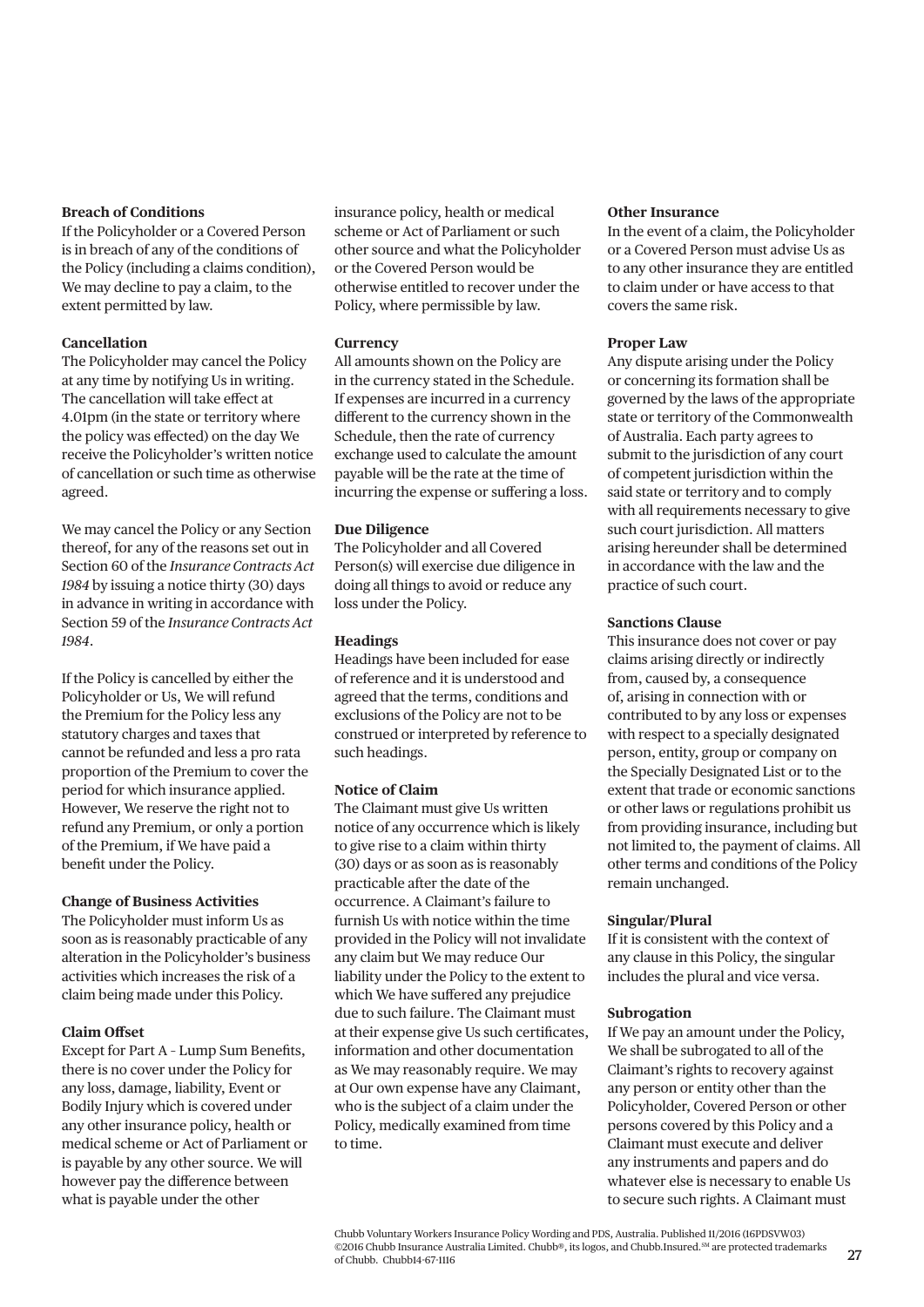**Breach of Conditions**

If the Policyholder or a Covered Person is in breach of any of the conditions of the Policy (including a claims condition), We may decline to pay a claim, to the extent permitted by law.

**Cancellation**

The Policyholder may cancel the Policy at any time by notifying Us in writing. The cancellation will take effect at 4.01pm (in the state or territory where the policy was effected) on the day We receive the Policyholder's written notice of cancellation or such time as otherwise agreed.

We may cancel the Policy or any Section thereof, for any of the reasons set out in Section 60 of the *Insurance Contracts Act 1984* by issuing a notice thirty (30) days in advance in writing in accordance with Section 59 of the *Insurance Contracts Act 1984*.

If the Policy is cancelled by either the Policyholder or Us, We will refund the Premium for the Policy less any statutory charges and taxes that cannot be refunded and less a pro rata proportion of the Premium to cover the period for which insurance applied. However, We reserve the right not to refund any Premium, or only a portion of the Premium, if We have paid a benefit under the Policy.

**Change of Business Activities**

The Policyholder must inform Us as soon as is reasonably practicable of any alteration in the Policyholder's business activities which increases the risk of a claim being made under this Policy.

**Claim Offset**

Except for Part A – Lump Sum Benefits, there is no cover under the Policy for any loss, damage, liability, Event or Bodily Injury which is covered under any other insurance policy, health or medical scheme or Act of Parliament or is payable by any other source. We will however pay the difference between what is payable under the other insurance policy, health or medical scheme or Act of Parliament or such other source and what the Policyholder or the Covered Person would be otherwise entitled to recover under the Policy, where permissible by law.

**Currency**

All amounts shown on the Policy are in the currency stated in the Schedule. If expenses are incurred in a currency different to the currency shown in the Schedule, then the rate of currency exchange used to calculate the amount payable will be the rate at the time of incurring the expense or suffering a loss.

**Due Diligence**

The Policyholder and all Covered Person(s) will exercise due diligence in doing all things to avoid or reduce any loss under the Policy.

**Headings**

Headings have been included for ease of reference and it is understood and agreed that the terms, conditions and exclusions of the Policy are not to be construed or interpreted by reference to such headings.

**Notice of Claim**

The Claimant must give Us written notice of any occurrence which is likely to give rise to a claim within thirty (30) days or as soon as is reasonably practicable after the date of the occurrence. A Claimant's failure to furnish Us with notice within the time provided in the Policy will not invalidate any claim but We may reduce Our liability under the Policy to the extent to which We have suffered any prejudice due to such failure. The Claimant must at their expense give Us such certificates, information and other documentation as We may reasonably require. We may at Our own expense have any Claimant, who is the subject of a claim under the Policy, medically examined from time to time.

**Other Insurance**

In the event of a claim, the Policyholder or a Covered Person must advise Us as to any other insurance they are entitled to claim under or have access to that covers the same risk.

**Proper Law**

Any dispute arising under the Policy or concerning its formation shall be governed by the laws of the appropriate state or territory of the Commonwealth of Australia. Each party agrees to submit to the jurisdiction of any court of competent jurisdiction within the said state or territory and to comply with all requirements necessary to give such court jurisdiction. All matters arising hereunder shall be determined in accordance with the law and the practice of such court.

**Sanctions Clause**

This insurance does not cover or pay claims arising directly or indirectly from, caused by, a consequence of, arising in connection with or contributed to by any loss or expenses with respect to a specially designated person, entity, group or company on the Specially Designated List or to the extent that trade or economic sanctions or other laws or regulations prohibit us from providing insurance, including but not limited to, the payment of claims. All other terms and conditions of the Policy remain unchanged.

**Singular/Plural**

If it is consistent with the context of any clause in this Policy, the singular includes the plural and vice versa.

**Subrogation**

If We pay an amount under the Policy, We shall be subrogated to all of the Claimant's rights to recovery against any person or entity other than the Policyholder, Covered Person or other persons covered by this Policy and a Claimant must execute and deliver any instruments and papers and do whatever else is necessary to enable Us to secure such rights. A Claimant must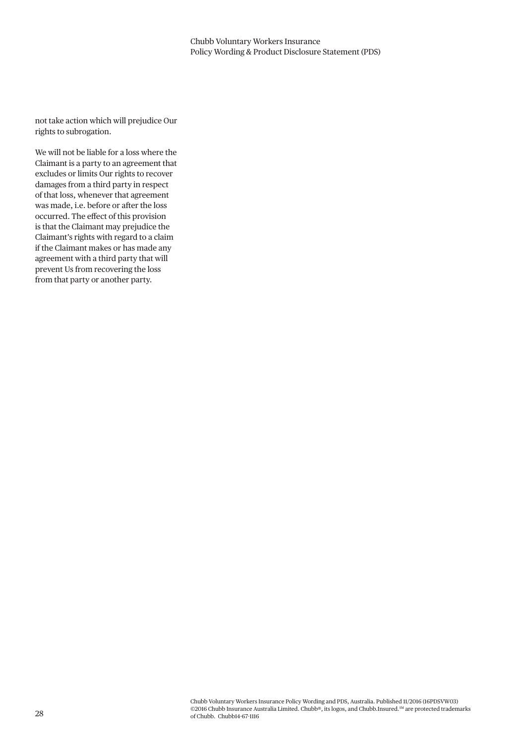not take action which will prejudice Our rights to subrogation.

We will not be liable for a loss where the Claimant is a party to an agreement that excludes or limits Our rights to recover damages from a third party in respect of that loss, whenever that agreement was made, i.e. before or after the loss occurred. The effect of this provision is that the Claimant may prejudice the Claimant's rights with regard to a claim if the Claimant makes or has made any agreement with a third party that will prevent Us from recovering the loss from that party or another party.

Chubb Voluntary Workers Insurance Policy Wording and PDS, Australia. Published 11/2016 (16PDSVW03) ©2016 Chubb Insurance Australia Limited. Chubb®, its logos, and Chubb.Insured.℠ are protected trademarks of Chubb. Chubb14-67-1116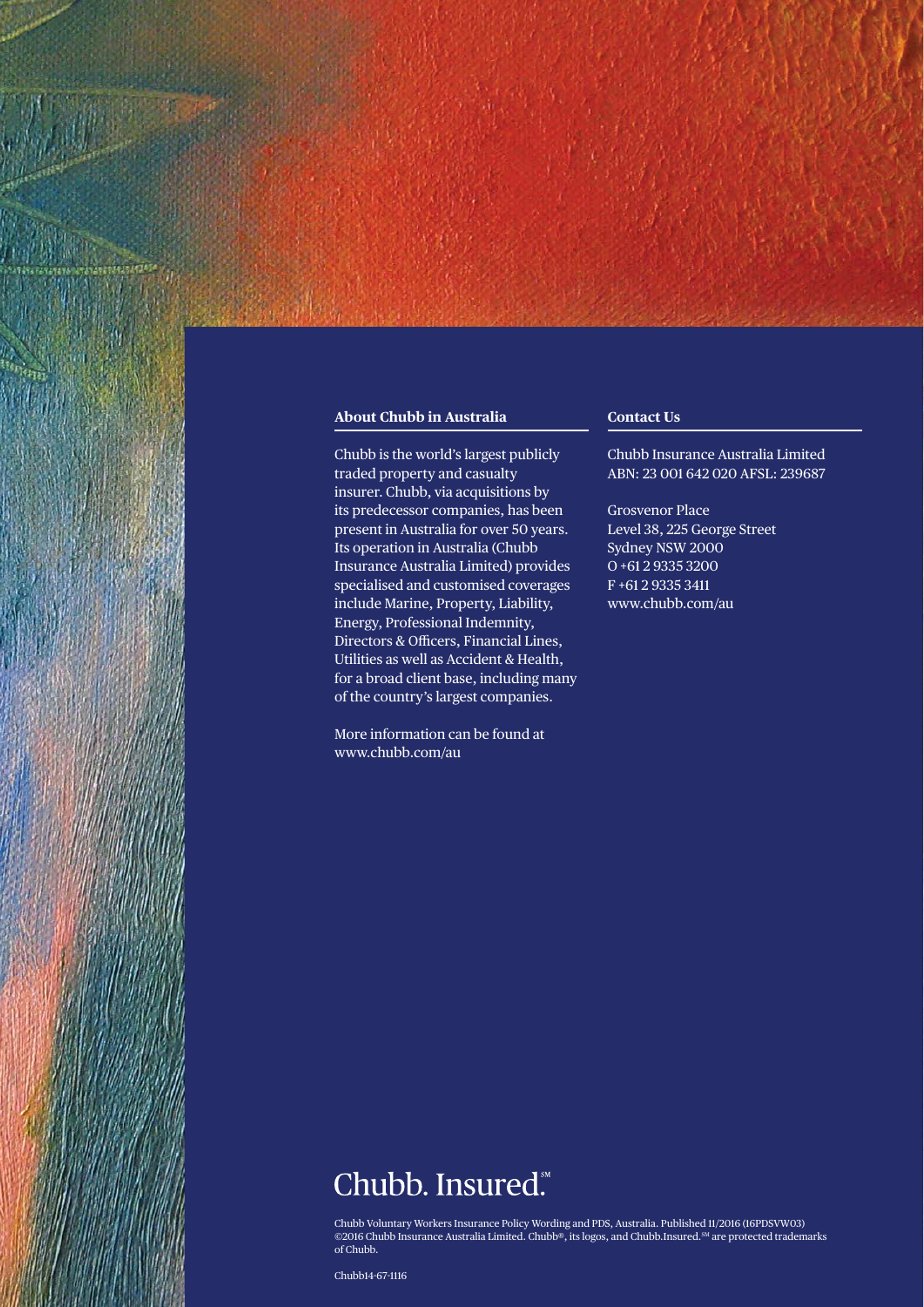## About Chubb in Australia

Chubb is the world's largest publicly traded property and casualty insurer. Chubb, via acquisitions by its predecessor companies, has been present in Australia for over 50 years. Its operation in Australia (Chubb Insurance Australia Limited) provides specialised and customised coverages include Marine, Property, Liability, Energy, Professional Indemnity, Directors & Officers, Financial Lines, Utilities as well as Accident & Health, for a broad client base, including many of the country's largest companies.

More information can be found at www.chubb.com/au

## Contact Us

Chubb Insurance Australia Limited
ABN: 23 001 642 020 AFSL: 239687

Grosvenor Place
Level 38, 225 George Street
Sydney NSW 2000
O +61 2 9335 3200
F +61 2 9335 3411
www.chubb.com/au

Chubb. Insured.℠

Chubb Voluntary Workers Insurance Policy Wording and PDS, Australia. Published 11/2016 (16PDSVW03)
©2016 Chubb Insurance Australia Limited. Chubb®, its logos, and Chubb.Insured.℠ are protected trademarks of Chubb.

Chubb14-67-1116